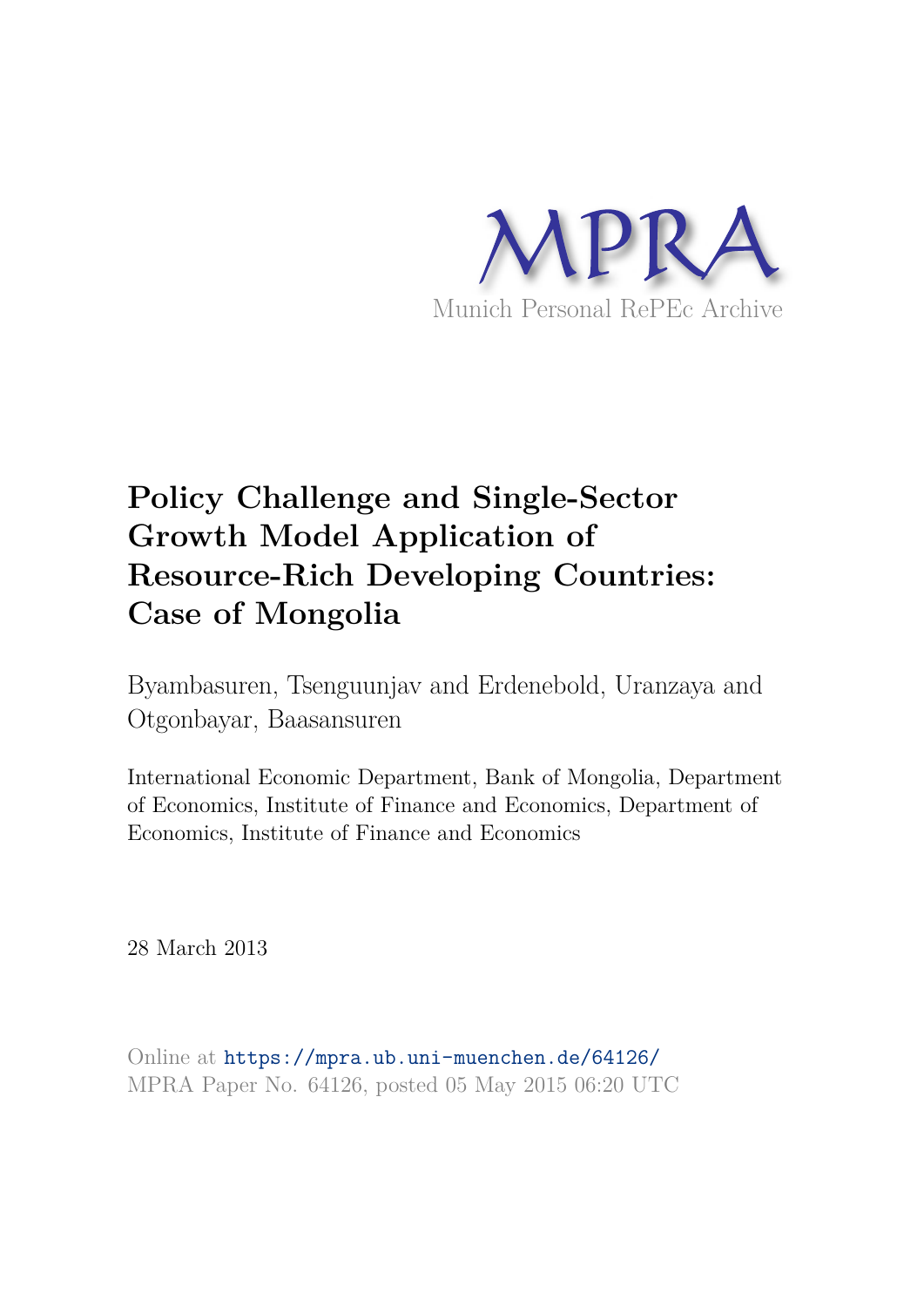MPRA

Munich Personal RePEc Archive

# Policy Challenge and Single-Sector Growth Model Application of Resource-Rich Developing Countries: Case of Mongolia

Byambasuren, Tsenguunjav and Erdenebold, Uranzaya and Otgonbayar, Baasansuren

International Economic Department, Bank of Mongolia, Department of Economics, Institute of Finance and Economics, Department of Economics, Institute of Finance and Economics

28 March 2013

Online at https://mpra.ub.uni-muenchen.de/64126/
MPRA Paper No. 64126, posted 05 May 2015 06:20 UTC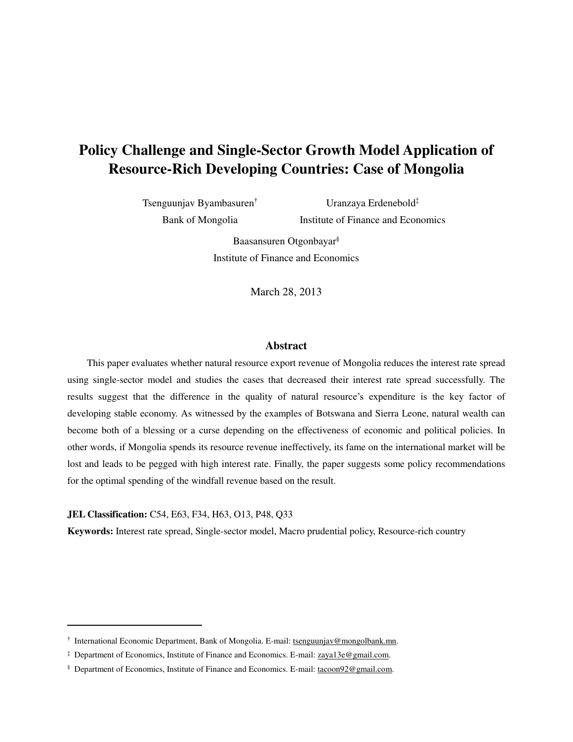# Policy Challenge and Single-Sector Growth Model Application of Resource-Rich Developing Countries: Case of Mongolia

Tsenguunjav Byambasuren[†]
Bank of Mongolia

Uranzaya Erdenebold[‡]
Institute of Finance and Economics

Baasansuren Otgonbayar[§]
Institute of Finance and Economics

March 28, 2013

## Abstract

This paper evaluates whether natural resource export revenue of Mongolia reduces the interest rate spread using single-sector model and studies the cases that decreased their interest rate spread successfully. The results suggest that the difference in the quality of natural resource's expenditure is the key factor of developing stable economy. As witnessed by the examples of Botswana and Sierra Leone, natural wealth can become both of a blessing or a curse depending on the effectiveness of economic and political policies. In other words, if Mongolia spends its resource revenue ineffectively, its fame on the international market will be lost and leads to be pegged with high interest rate. Finally, the paper suggests some policy recommendations for the optimal spending of the windfall revenue based on the result.

**JEL Classification:** C54, E63, F34, H63, O13, P48, Q33

**Keywords:** Interest rate spread, Single-sector model, Macro prudential policy, Resource-rich country

---

[†] International Economic Department, Bank of Mongolia. E-mail: tsenguunjav@mongolbank.mn.

[‡] Department of Economics, Institute of Finance and Economics. E-mail: zaya13e@gmail.com.

[§] Department of Economics, Institute of Finance and Economics. E-mail: tacoon92@gmail.com.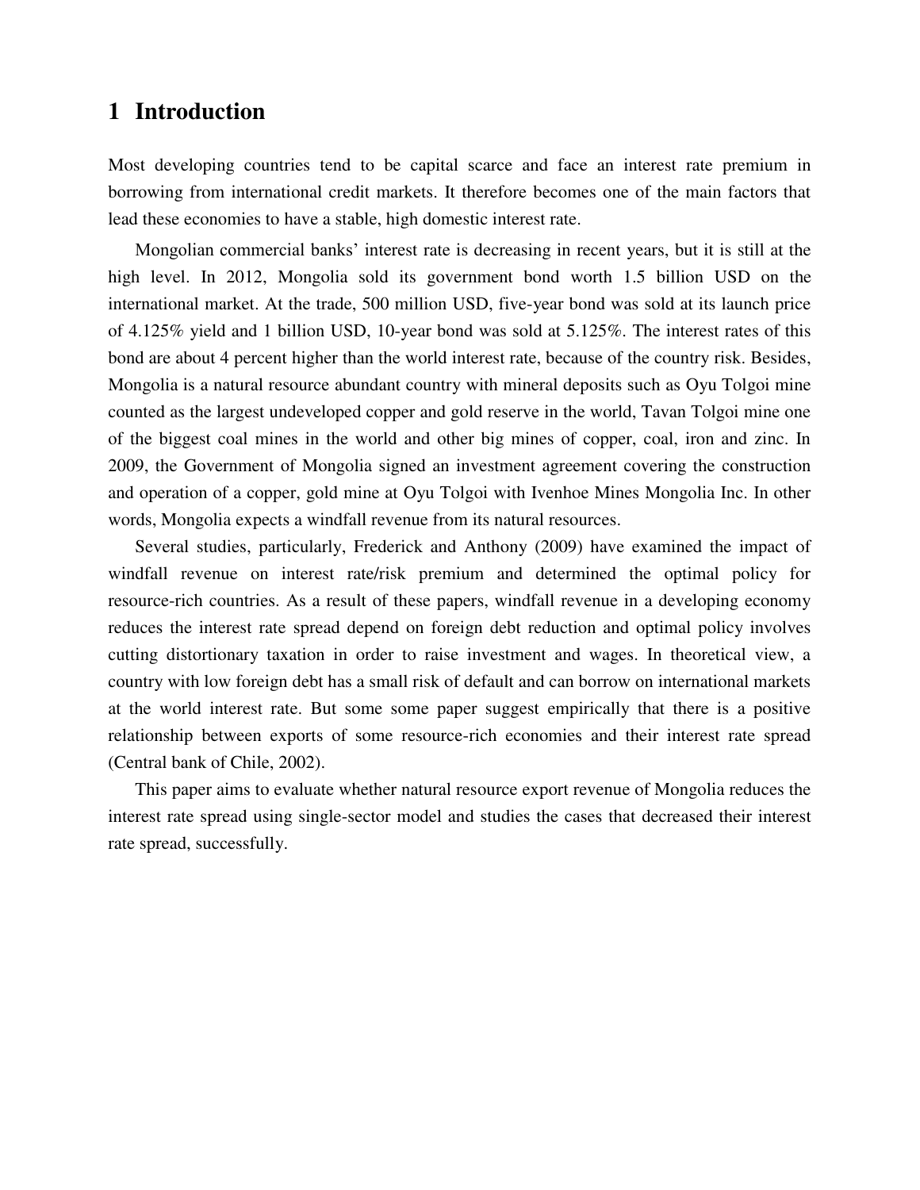# 1 Introduction

Most developing countries tend to be capital scarce and face an interest rate premium in borrowing from international credit markets. It therefore becomes one of the main factors that lead these economies to have a stable, high domestic interest rate.

Mongolian commercial banks' interest rate is decreasing in recent years, but it is still at the high level. In 2012, Mongolia sold its government bond worth 1.5 billion USD on the international market. At the trade, 500 million USD, five-year bond was sold at its launch price of 4.125% yield and 1 billion USD, 10-year bond was sold at 5.125%. The interest rates of this bond are about 4 percent higher than the world interest rate, because of the country risk. Besides, Mongolia is a natural resource abundant country with mineral deposits such as Oyu Tolgoi mine counted as the largest undeveloped copper and gold reserve in the world, Tavan Tolgoi mine one of the biggest coal mines in the world and other big mines of copper, coal, iron and zinc. In 2009, the Government of Mongolia signed an investment agreement covering the construction and operation of a copper, gold mine at Oyu Tolgoi with Ivenhoe Mines Mongolia Inc. In other words, Mongolia expects a windfall revenue from its natural resources.

Several studies, particularly, Frederick and Anthony (2009) have examined the impact of windfall revenue on interest rate/risk premium and determined the optimal policy for resource-rich countries. As a result of these papers, windfall revenue in a developing economy reduces the interest rate spread depend on foreign debt reduction and optimal policy involves cutting distortionary taxation in order to raise investment and wages. In theoretical view, a country with low foreign debt has a small risk of default and can borrow on international markets at the world interest rate. But some some paper suggest empirically that there is a positive relationship between exports of some resource-rich economies and their interest rate spread (Central bank of Chile, 2002).

This paper aims to evaluate whether natural resource export revenue of Mongolia reduces the interest rate spread using single-sector model and studies the cases that decreased their interest rate spread, successfully.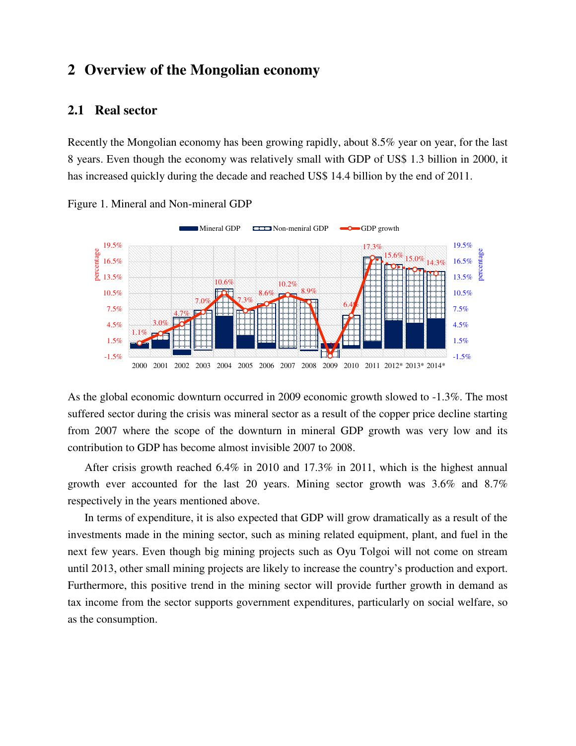# 2 Overview of the Mongolian economy

## 2.1 Real sector

Recently the Mongolian economy has been growing rapidly, about 8.5% year on year, for the last 8 years. Even though the economy was relatively small with GDP of US$ 1.3 billion in 2000, it has increased quickly during the decade and reached US$ 14.4 billion by the end of 2011.

Figure 1. Mineral and Non-mineral GDP

As the global economic downturn occurred in 2009 economic growth slowed to -1.3%. The most suffered sector during the crisis was mineral sector as a result of the copper price decline starting from 2007 where the scope of the downturn in mineral GDP growth was very low and its contribution to GDP has become almost invisible 2007 to 2008.

After crisis growth reached 6.4% in 2010 and 17.3% in 2011, which is the highest annual growth ever accounted for the last 20 years. Mining sector growth was 3.6% and 8.7% respectively in the years mentioned above.

In terms of expenditure, it is also expected that GDP will grow dramatically as a result of the investments made in the mining sector, such as mining related equipment, plant, and fuel in the next few years. Even though big mining projects such as Oyu Tolgoi will not come on stream until 2013, other small mining projects are likely to increase the country's production and export. Furthermore, this positive trend in the mining sector will provide further growth in demand as tax income from the sector supports government expenditures, particularly on social welfare, so as the consumption.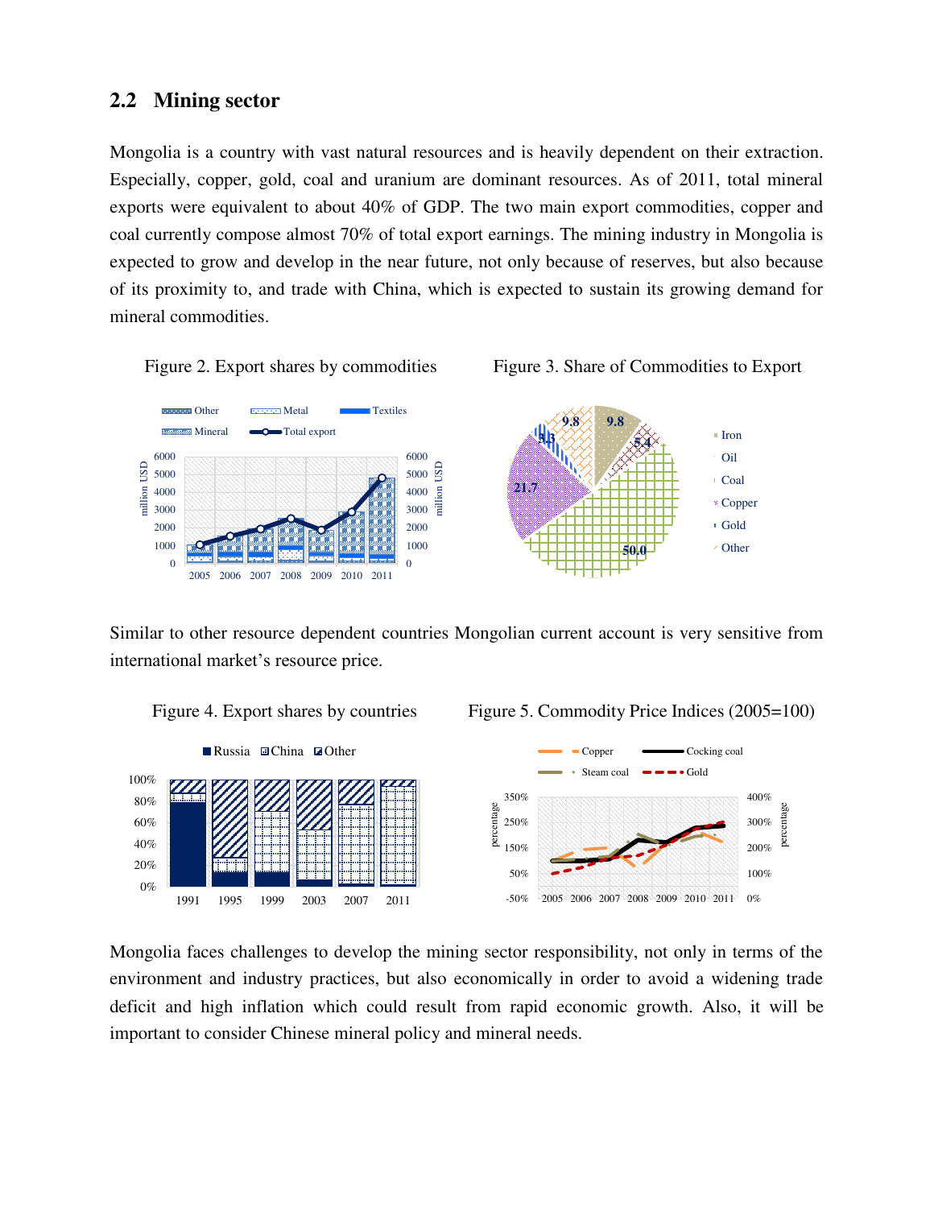## 2.2 Mining sector

Mongolia is a country with vast natural resources and is heavily dependent on their extraction. Especially, copper, gold, coal and uranium are dominant resources. As of 2011, total mineral exports were equivalent to about 40% of GDP. The two main export commodities, copper and coal currently compose almost 70% of total export earnings. The mining industry in Mongolia is expected to grow and develop in the near future, not only because of reserves, but also because of its proximity to, and trade with China, which is expected to sustain its growing demand for mineral commodities.

Figure 2. Export shares by commodities

Figure 3. Share of Commodities to Export

Similar to other resource dependent countries Mongolian current account is very sensitive from international market's resource price.

Figure 4. Export shares by countries

Figure 5. Commodity Price Indices (2005=100)

Mongolia faces challenges to develop the mining sector responsibility, not only in terms of the environment and industry practices, but also economically in order to avoid a widening trade deficit and high inflation which could result from rapid economic growth. Also, it will be important to consider Chinese mineral policy and mineral needs.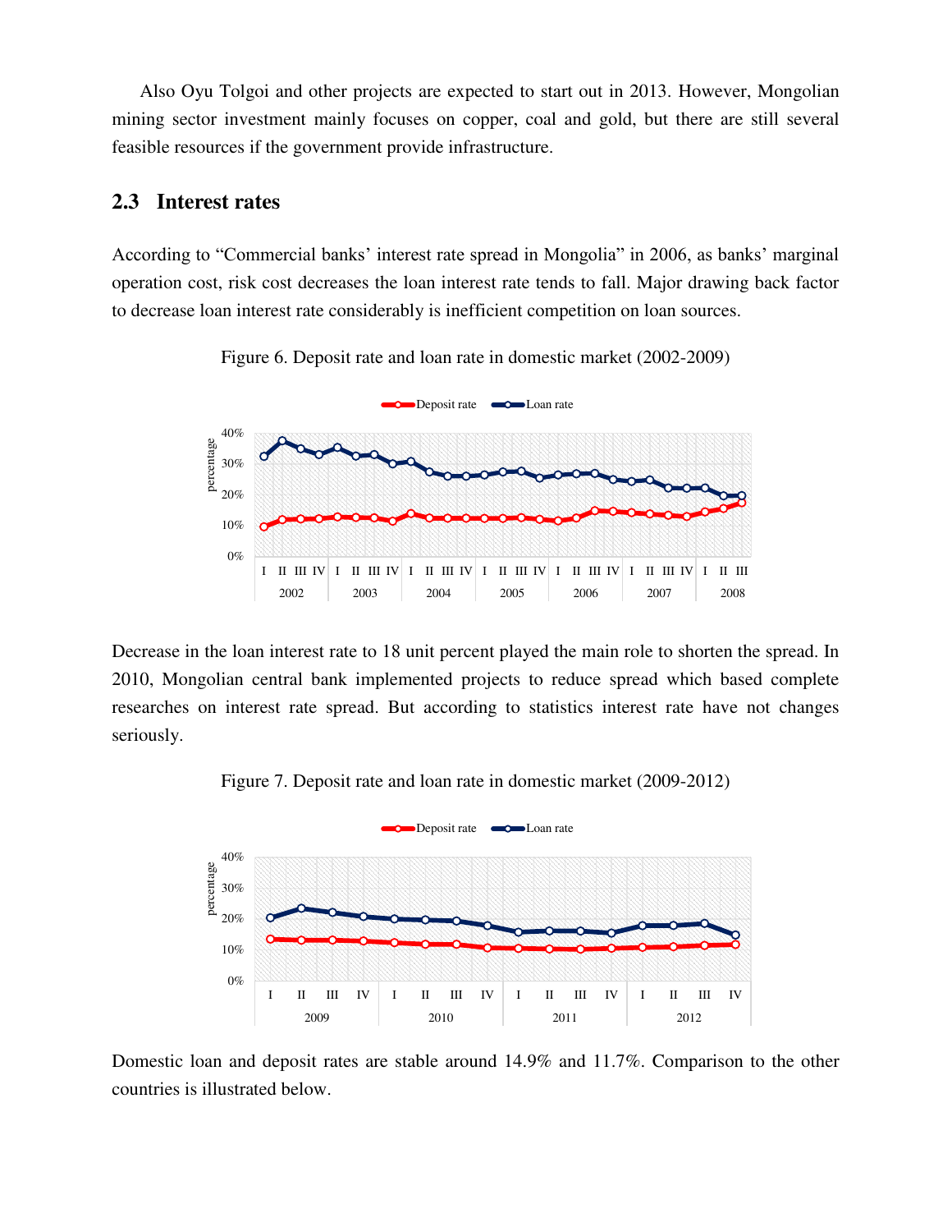Also Oyu Tolgoi and other projects are expected to start out in 2013. However, Mongolian mining sector investment mainly focuses on copper, coal and gold, but there are still several feasible resources if the government provide infrastructure.

## 2.3 Interest rates

According to "Commercial banks' interest rate spread in Mongolia" in 2006, as banks' marginal operation cost, risk cost decreases the loan interest rate tends to fall. Major drawing back factor to decrease loan interest rate considerably is inefficient competition on loan sources.

Figure 6. Deposit rate and loan rate in domestic market (2002-2009)

Decrease in the loan interest rate to 18 unit percent played the main role to shorten the spread. In 2010, Mongolian central bank implemented projects to reduce spread which based complete researches on interest rate spread. But according to statistics interest rate have not changes seriously.

Figure 7. Deposit rate and loan rate in domestic market (2009-2012)

Domestic loan and deposit rates are stable around 14.9% and 11.7%. Comparison to the other countries is illustrated below.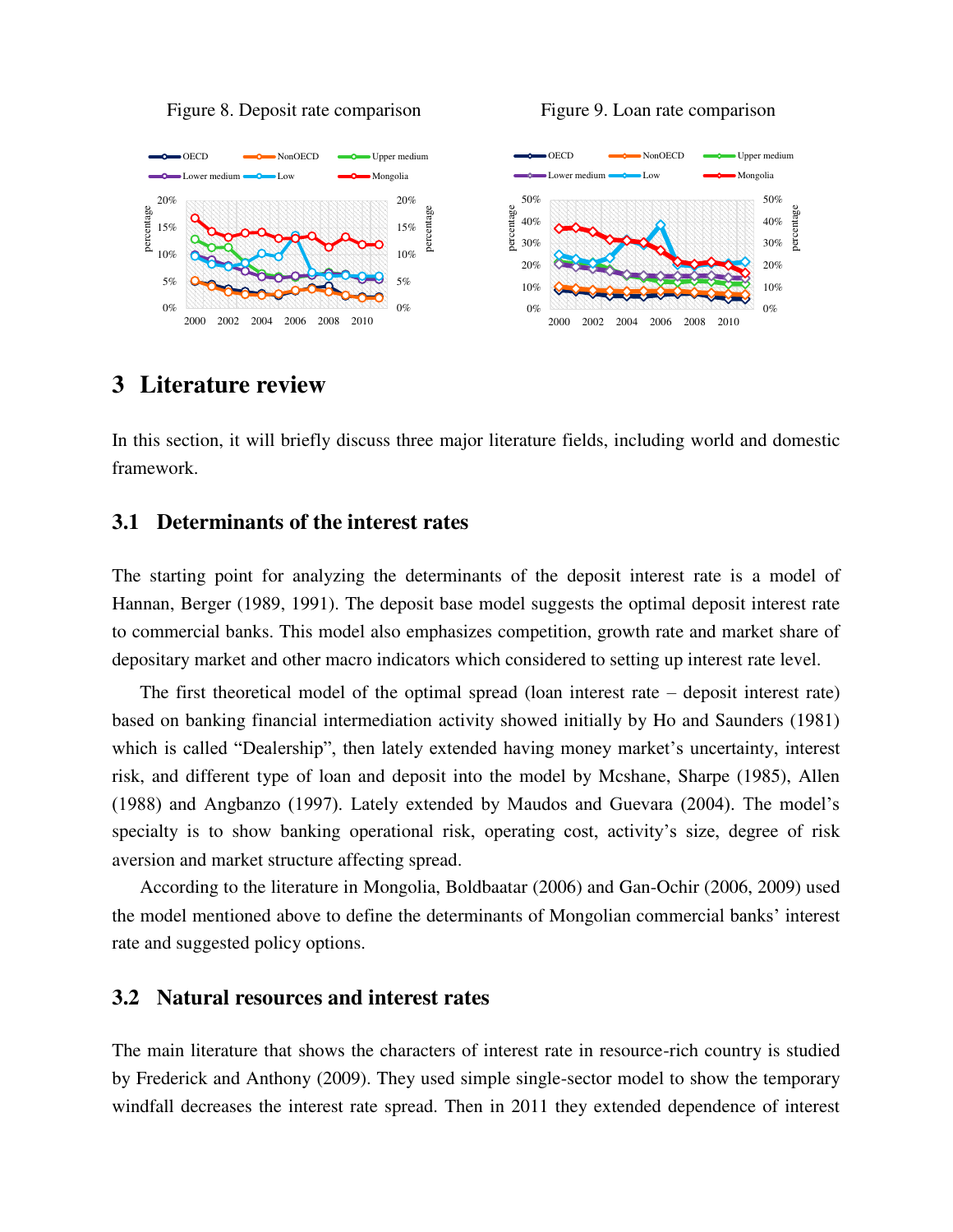Figure 8. Deposit rate comparison

Figure 9. Loan rate comparison

## 3 Literature review

In this section, it will briefly discuss three major literature fields, including world and domestic framework.

### 3.1 Determinants of the interest rates

The starting point for analyzing the determinants of the deposit interest rate is a model of Hannan, Berger (1989, 1991). The deposit base model suggests the optimal deposit interest rate to commercial banks. This model also emphasizes competition, growth rate and market share of depositary market and other macro indicators which considered to setting up interest rate level.

The first theoretical model of the optimal spread (loan interest rate – deposit interest rate) based on banking financial intermediation activity showed initially by Ho and Saunders (1981) which is called "Dealership", then lately extended having money market's uncertainty, interest risk, and different type of loan and deposit into the model by Mcshane, Sharpe (1985), Allen (1988) and Angbanzo (1997). Lately extended by Maudos and Guevara (2004). The model's specialty is to show banking operational risk, operating cost, activity's size, degree of risk aversion and market structure affecting spread.

According to the literature in Mongolia, Boldbaatar (2006) and Gan-Ochir (2006, 2009) used the model mentioned above to define the determinants of Mongolian commercial banks' interest rate and suggested policy options.

### 3.2 Natural resources and interest rates

The main literature that shows the characters of interest rate in resource-rich country is studied by Frederick and Anthony (2009). They used simple single-sector model to show the temporary windfall decreases the interest rate spread. Then in 2011 they extended dependence of interest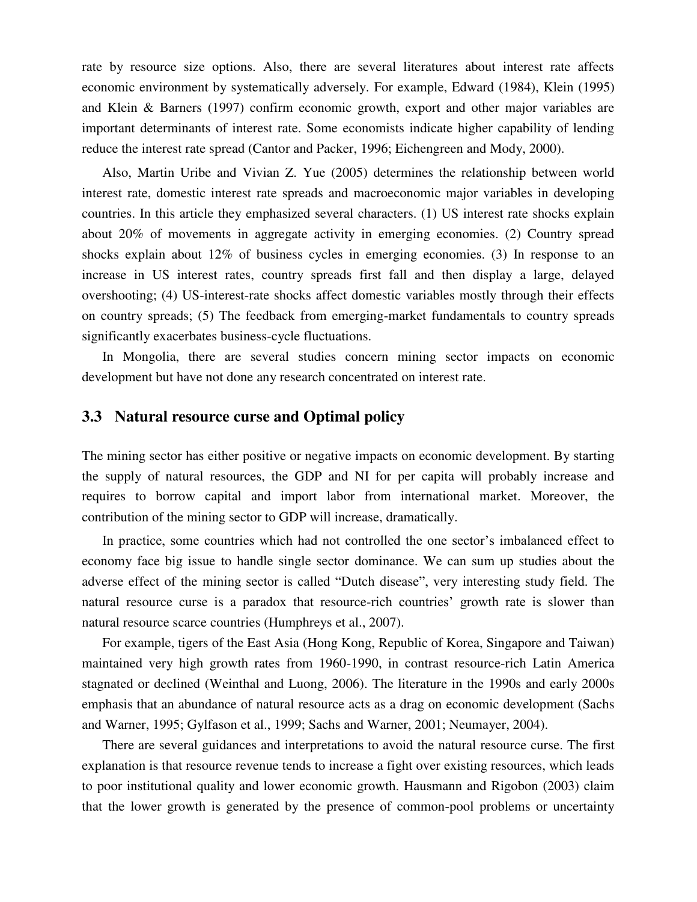rate by resource size options. Also, there are several literatures about interest rate affects economic environment by systematically adversely. For example, Edward (1984), Klein (1995) and Klein & Barners (1997) confirm economic growth, export and other major variables are important determinants of interest rate. Some economists indicate higher capability of lending reduce the interest rate spread (Cantor and Packer, 1996; Eichengreen and Mody, 2000).

Also, Martin Uribe and Vivian Z. Yue (2005) determines the relationship between world interest rate, domestic interest rate spreads and macroeconomic major variables in developing countries. In this article they emphasized several characters. (1) US interest rate shocks explain about 20% of movements in aggregate activity in emerging economies. (2) Country spread shocks explain about 12% of business cycles in emerging economies. (3) In response to an increase in US interest rates, country spreads first fall and then display a large, delayed overshooting; (4) US-interest-rate shocks affect domestic variables mostly through their effects on country spreads; (5) The feedback from emerging-market fundamentals to country spreads significantly exacerbates business-cycle fluctuations.

In Mongolia, there are several studies concern mining sector impacts on economic development but have not done any research concentrated on interest rate.

### 3.3 Natural resource curse and Optimal policy

The mining sector has either positive or negative impacts on economic development. By starting the supply of natural resources, the GDP and NI for per capita will probably increase and requires to borrow capital and import labor from international market. Moreover, the contribution of the mining sector to GDP will increase, dramatically.

In practice, some countries which had not controlled the one sector's imbalanced effect to economy face big issue to handle single sector dominance. We can sum up studies about the adverse effect of the mining sector is called "Dutch disease", very interesting study field. The natural resource curse is a paradox that resource-rich countries' growth rate is slower than natural resource scarce countries (Humphreys et al., 2007).

For example, tigers of the East Asia (Hong Kong, Republic of Korea, Singapore and Taiwan) maintained very high growth rates from 1960-1990, in contrast resource-rich Latin America stagnated or declined (Weinthal and Luong, 2006). The literature in the 1990s and early 2000s emphasis that an abundance of natural resource acts as a drag on economic development (Sachs and Warner, 1995; Gylfason et al., 1999; Sachs and Warner, 2001; Neumayer, 2004).

There are several guidances and interpretations to avoid the natural resource curse. The first explanation is that resource revenue tends to increase a fight over existing resources, which leads to poor institutional quality and lower economic growth. Hausmann and Rigobon (2003) claim that the lower growth is generated by the presence of common-pool problems or uncertainty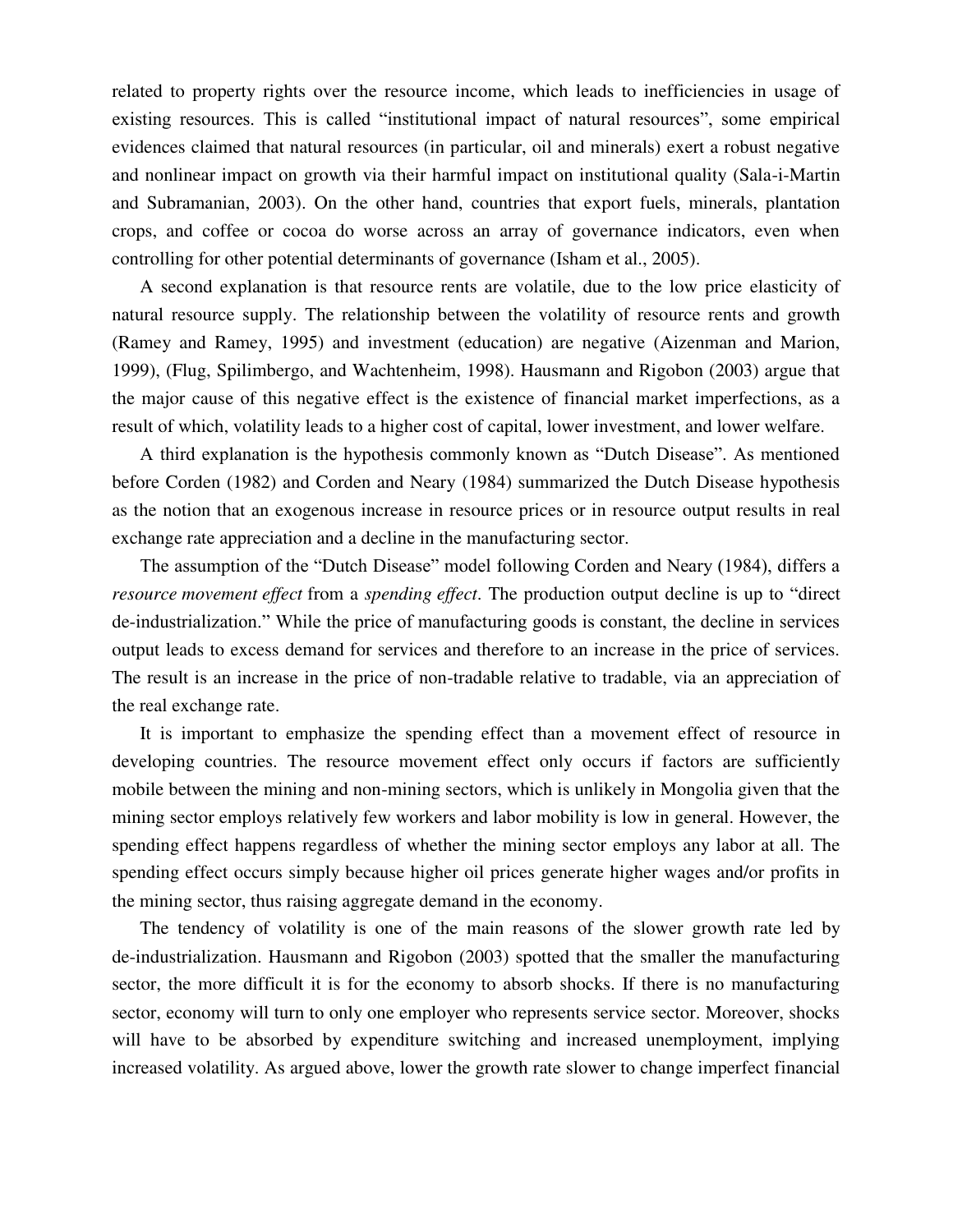related to property rights over the resource income, which leads to inefficiencies in usage of existing resources. This is called "institutional impact of natural resources", some empirical evidences claimed that natural resources (in particular, oil and minerals) exert a robust negative and nonlinear impact on growth via their harmful impact on institutional quality (Sala-i-Martin and Subramanian, 2003). On the other hand, countries that export fuels, minerals, plantation crops, and coffee or cocoa do worse across an array of governance indicators, even when controlling for other potential determinants of governance (Isham et al., 2005).

A second explanation is that resource rents are volatile, due to the low price elasticity of natural resource supply. The relationship between the volatility of resource rents and growth (Ramey and Ramey, 1995) and investment (education) are negative (Aizenman and Marion, 1999), (Flug, Spilimbergo, and Wachtenheim, 1998). Hausmann and Rigobon (2003) argue that the major cause of this negative effect is the existence of financial market imperfections, as a result of which, volatility leads to a higher cost of capital, lower investment, and lower welfare.

A third explanation is the hypothesis commonly known as "Dutch Disease". As mentioned before Corden (1982) and Corden and Neary (1984) summarized the Dutch Disease hypothesis as the notion that an exogenous increase in resource prices or in resource output results in real exchange rate appreciation and a decline in the manufacturing sector.

The assumption of the "Dutch Disease" model following Corden and Neary (1984), differs a *resource movement effect* from a *spending effect*. The production output decline is up to "direct de-industrialization." While the price of manufacturing goods is constant, the decline in services output leads to excess demand for services and therefore to an increase in the price of services. The result is an increase in the price of non-tradable relative to tradable, via an appreciation of the real exchange rate.

It is important to emphasize the spending effect than a movement effect of resource in developing countries. The resource movement effect only occurs if factors are sufficiently mobile between the mining and non-mining sectors, which is unlikely in Mongolia given that the mining sector employs relatively few workers and labor mobility is low in general. However, the spending effect happens regardless of whether the mining sector employs any labor at all. The spending effect occurs simply because higher oil prices generate higher wages and/or profits in the mining sector, thus raising aggregate demand in the economy.

The tendency of volatility is one of the main reasons of the slower growth rate led by de-industrialization. Hausmann and Rigobon (2003) spotted that the smaller the manufacturing sector, the more difficult it is for the economy to absorb shocks. If there is no manufacturing sector, economy will turn to only one employer who represents service sector. Moreover, shocks will have to be absorbed by expenditure switching and increased unemployment, implying increased volatility. As argued above, lower the growth rate slower to change imperfect financial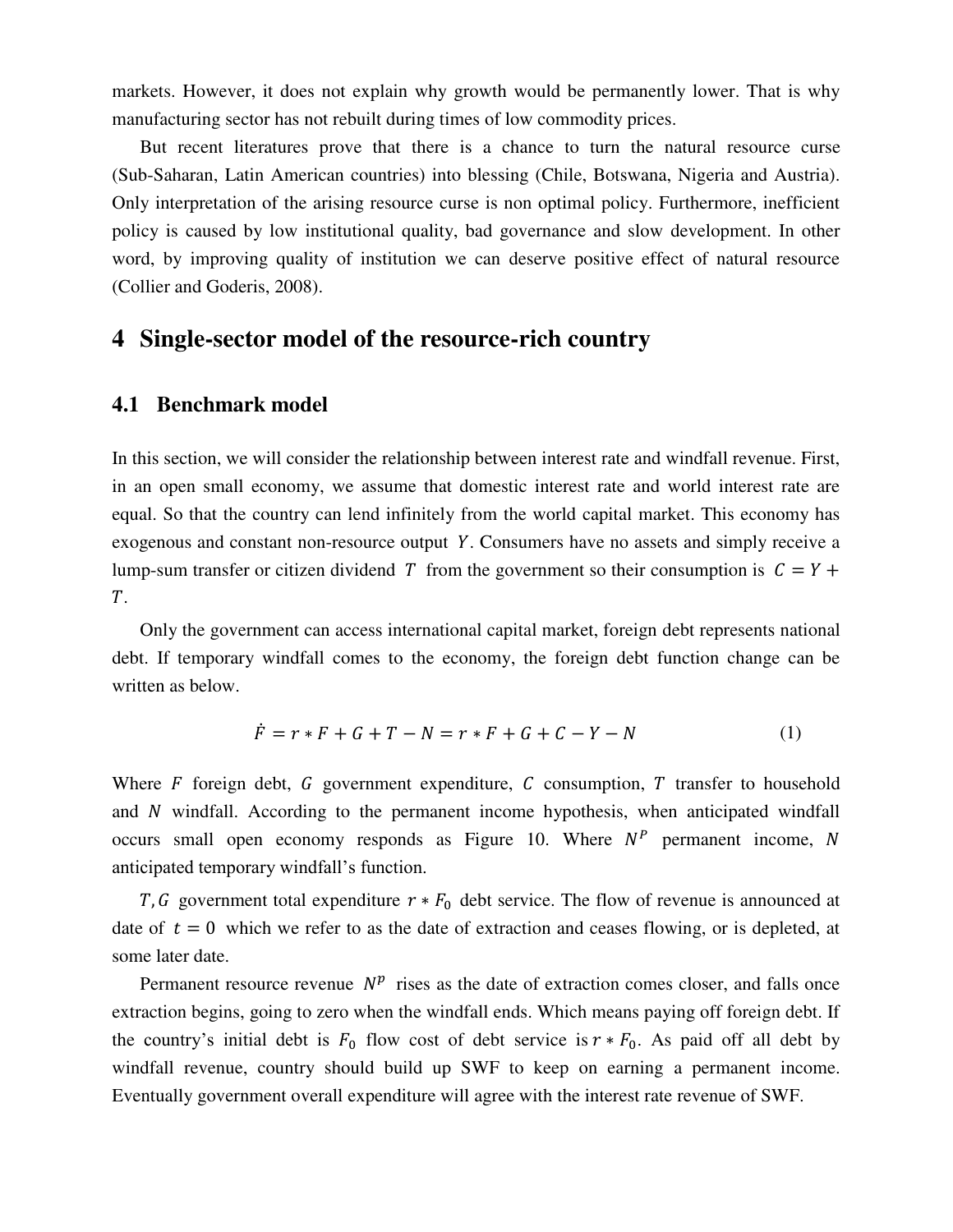markets. However, it does not explain why growth would be permanently lower. That is why manufacturing sector has not rebuilt during times of low commodity prices.

But recent literatures prove that there is a chance to turn the natural resource curse (Sub-Saharan, Latin American countries) into blessing (Chile, Botswana, Nigeria and Austria). Only interpretation of the arising resource curse is non optimal policy. Furthermore, inefficient policy is caused by low institutional quality, bad governance and slow development. In other word, by improving quality of institution we can deserve positive effect of natural resource (Collier and Goderis, 2008).

# 4 Single-sector model of the resource-rich country

## 4.1 Benchmark model

In this section, we will consider the relationship between interest rate and windfall revenue. First, in an open small economy, we assume that domestic interest rate and world interest rate are equal. So that the country can lend infinitely from the world capital market. This economy has exogenous and constant non-resource output $Y$. Consumers have no assets and simply receive a lump-sum transfer or citizen dividend $T$ from the government so their consumption is $C = Y + T$.

Only the government can access international capital market, foreign debt represents national debt. If temporary windfall comes to the economy, the foreign debt function change can be written as below.

$$\dot{F} = r * F + G + T - N = r * F + G + C - Y - N \tag{1}$$

Where $F$ foreign debt, $G$ government expenditure, $C$ consumption, $T$ transfer to household and $N$ windfall. According to the permanent income hypothesis, when anticipated windfall occurs small open economy responds as Figure 10. Where $N^P$ permanent income, $N$ anticipated temporary windfall's function.

$T, G$ government total expenditure $r * F_0$ debt service. The flow of revenue is announced at date of $t = 0$ which we refer to as the date of extraction and ceases flowing, or is depleted, at some later date.

Permanent resource revenue $N^p$ rises as the date of extraction comes closer, and falls once extraction begins, going to zero when the windfall ends. Which means paying off foreign debt. If the country's initial debt is $F_0$ flow cost of debt service is $r * F_0$. As paid off all debt by windfall revenue, country should build up SWF to keep on earning a permanent income. Eventually government overall expenditure will agree with the interest rate revenue of SWF.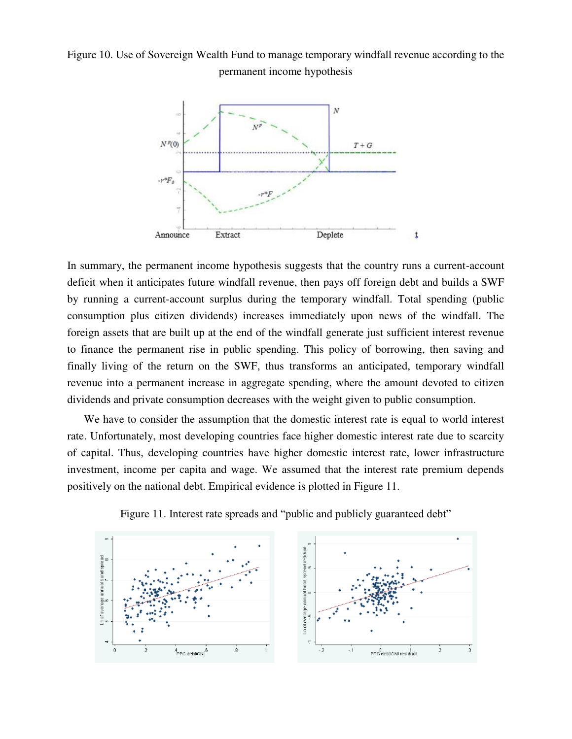Figure 10. Use of Sovereign Wealth Fund to manage temporary windfall revenue according to the permanent income hypothesis

In summary, the permanent income hypothesis suggests that the country runs a current-account deficit when it anticipates future windfall revenue, then pays off foreign debt and builds a SWF by running a current-account surplus during the temporary windfall. Total spending (public consumption plus citizen dividends) increases immediately upon news of the windfall. The foreign assets that are built up at the end of the windfall generate just sufficient interest revenue to finance the permanent rise in public spending. This policy of borrowing, then saving and finally living of the return on the SWF, thus transforms an anticipated, temporary windfall revenue into a permanent increase in aggregate spending, where the amount devoted to citizen dividends and private consumption decreases with the weight given to public consumption.

We have to consider the assumption that the domestic interest rate is equal to world interest rate. Unfortunately, most developing countries face higher domestic interest rate due to scarcity of capital. Thus, developing countries have higher domestic interest rate, lower infrastructure investment, income per capita and wage. We assumed that the interest rate premium depends positively on the national debt. Empirical evidence is plotted in Figure 11.

Figure 11. Interest rate spreads and "public and publicly guaranteed debt"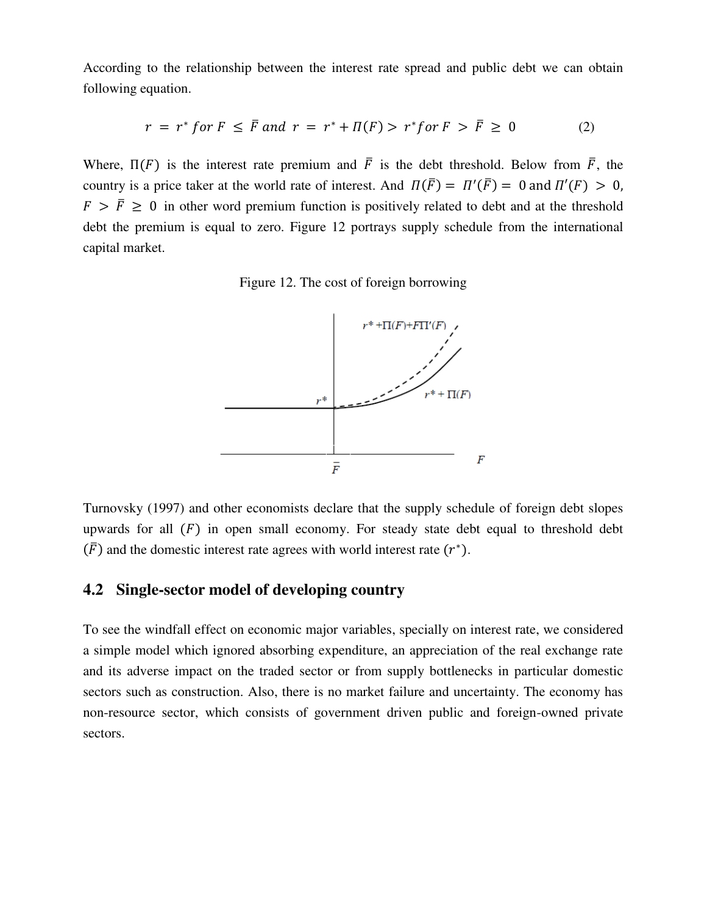According to the relationship between the interest rate spread and public debt we can obtain following equation.

$$r = r^* \; for \; F \leq \bar{F} \; and \; r = r^* + \Pi(F) > r^* for \; F > \bar{F} \geq 0 \qquad (2)$$

Where, $\Pi(F)$ is the interest rate premium and $\bar{F}$ is the debt threshold. Below from $\bar{F}$, the country is a price taker at the world rate of interest. And $\Pi(\bar{F}) = \Pi'(\bar{F}) = 0$ and $\Pi'(F) > 0$, $F > \bar{F} \geq 0$ in other word premium function is positively related to debt and at the threshold debt the premium is equal to zero. Figure 12 portrays supply schedule from the international capital market.

Figure 12. The cost of foreign borrowing

Turnovsky (1997) and other economists declare that the supply schedule of foreign debt slopes upwards for all $(F)$ in open small economy. For steady state debt equal to threshold debt $(\bar{F})$ and the domestic interest rate agrees with world interest rate $(r^*)$.

## 4.2 Single-sector model of developing country

To see the windfall effect on economic major variables, specially on interest rate, we considered a simple model which ignored absorbing expenditure, an appreciation of the real exchange rate and its adverse impact on the traded sector or from supply bottlenecks in particular domestic sectors such as construction. Also, there is no market failure and uncertainty. The economy has non-resource sector, which consists of government driven public and foreign-owned private sectors.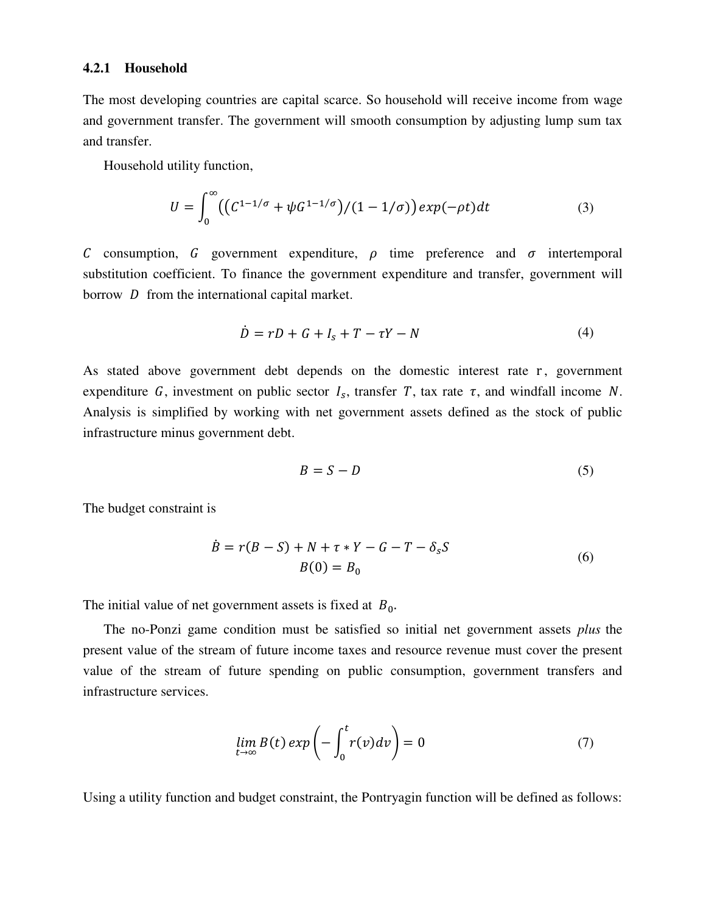### 4.2.1 Household

The most developing countries are capital scarce. So household will receive income from wage and government transfer. The government will smooth consumption by adjusting lump sum tax and transfer.

Household utility function,

$$U = \int_0^{\infty} \left( \left( C^{1-1/\sigma} + \psi G^{1-1/\sigma} \right) / (1 - 1/\sigma) \right) exp(-\rho t) dt \tag{3}$$

$C$ consumption, $G$ government expenditure, $\rho$ time preference and $\sigma$ intertemporal substitution coefficient. To finance the government expenditure and transfer, government will borrow $D$ from the international capital market.

$$\dot{D} = rD + G + I_s + T - \tau Y - N \tag{4}$$

As stated above government debt depends on the domestic interest rate r, government expenditure $G$, investment on public sector $I_s$, transfer $T$, tax rate $\tau$, and windfall income $N$. Analysis is simplified by working with net government assets defined as the stock of public infrastructure minus government debt.

$$B = S - D \tag{5}$$

The budget constraint is

$$\begin{gathered} \dot{B} = r(B - S) + N + \tau * Y - G - T - \delta_s S \\ B(0) = B_0 \end{gathered} \tag{6}$$

The initial value of net government assets is fixed at $B_0$.

The no-Ponzi game condition must be satisfied so initial net government assets *plus* the present value of the stream of future income taxes and resource revenue must cover the present value of the stream of future spending on public consumption, government transfers and infrastructure services.

$$\lim_{t \to \infty} B(t) \, exp\left( - \int_0^t r(v) dv \right) = 0 \tag{7}$$

Using a utility function and budget constraint, the Pontryagin function will be defined as follows: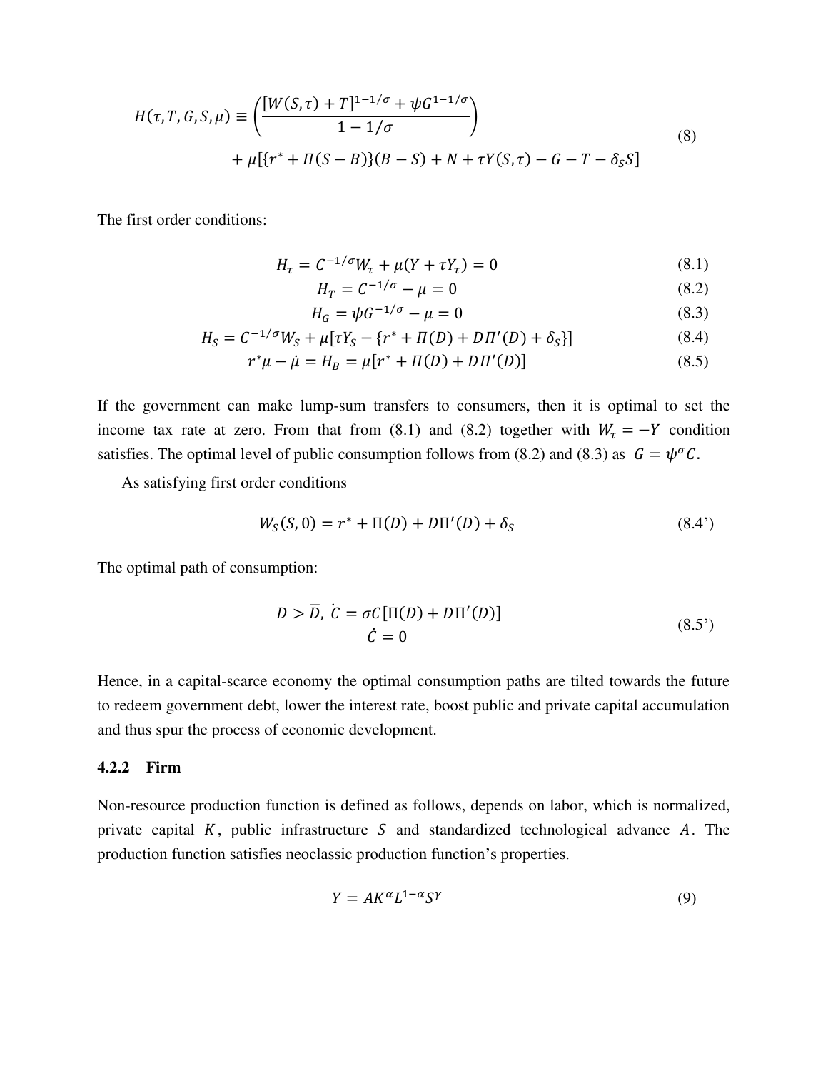$$H(\tau, T, G, S, \mu) \equiv \left( \frac{[W(S,\tau) + T]^{1-1/\sigma} + \psi G^{1-1/\sigma}}{1 - 1/\sigma} \right) + \mu[\{r^* + \Pi(S - B)\}(B - S) + N + \tau Y(S,\tau) - G - T - \delta_S S] \tag{8}$$

The first order conditions:

$$H_\tau = C^{-1/\sigma} W_\tau + \mu(Y + \tau Y_\tau) = 0 \tag{8.1}$$

$$H_T = C^{-1/\sigma} - \mu = 0 \tag{8.2}$$

$$H_G = \psi G^{-1/\sigma} - \mu = 0 \tag{8.3}$$

$$H_S = C^{-1/\sigma} W_S + \mu[\tau Y_S - \{r^* + \Pi(D) + D\Pi'(D) + \delta_S\}] \tag{8.4}$$

$$r^* \mu - \dot{\mu} = H_B = \mu[r^* + \Pi(D) + D\Pi'(D)] \tag{8.5}$$

If the government can make lump-sum transfers to consumers, then it is optimal to set the income tax rate at zero. From that from (8.1) and (8.2) together with $W_\tau = -Y$ condition satisfies. The optimal level of public consumption follows from (8.2) and (8.3) as $G = \psi^\sigma C$.

As satisfying first order conditions

$$W_S(S, 0) = r^* + \Pi(D) + D\Pi'(D) + \delta_S \tag{8.4'}$$

The optimal path of consumption:

$$D > \overline{D},\ \dot{C} = \sigma C[\Pi(D) + D\Pi'(D)]$$
$$\dot{C} = 0 \tag{8.5'}$$

Hence, in a capital-scarce economy the optimal consumption paths are tilted towards the future to redeem government debt, lower the interest rate, boost public and private capital accumulation and thus spur the process of economic development.

### 4.2.2 Firm

Non-resource production function is defined as follows, depends on labor, which is normalized, private capital $K$, public infrastructure $S$ and standardized technological advance $A$. The production function satisfies neoclassic production function's properties.

$$Y = AK^\alpha L^{1-\alpha} S^\gamma \tag{9}$$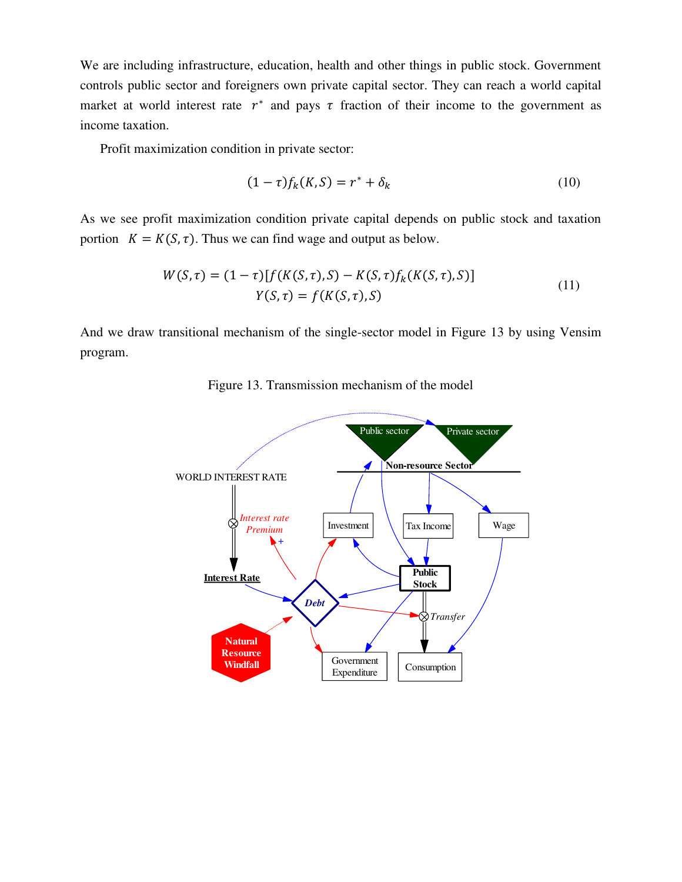We are including infrastructure, education, health and other things in public stock. Government controls public sector and foreigners own private capital sector. They can reach a world capital market at world interest rate $r^*$ and pays $\tau$ fraction of their income to the government as income taxation.

Profit maximization condition in private sector:

$$(1-\tau)f_k(K,S) = r^* + \delta_k \tag{10}$$

As we see profit maximization condition private capital depends on public stock and taxation portion $K = K(S,\tau)$. Thus we can find wage and output as below.

$$\begin{gathered} W(S,\tau) = (1-\tau)[f(K(S,\tau),S) - K(S,\tau)f_k(K(S,\tau),S)] \\ Y(S,\tau) = f(K(S,\tau),S) \end{gathered} \tag{11}$$

And we draw transitional mechanism of the single-sector model in Figure 13 by using Vensim program.

Figure 13. Transmission mechanism of the model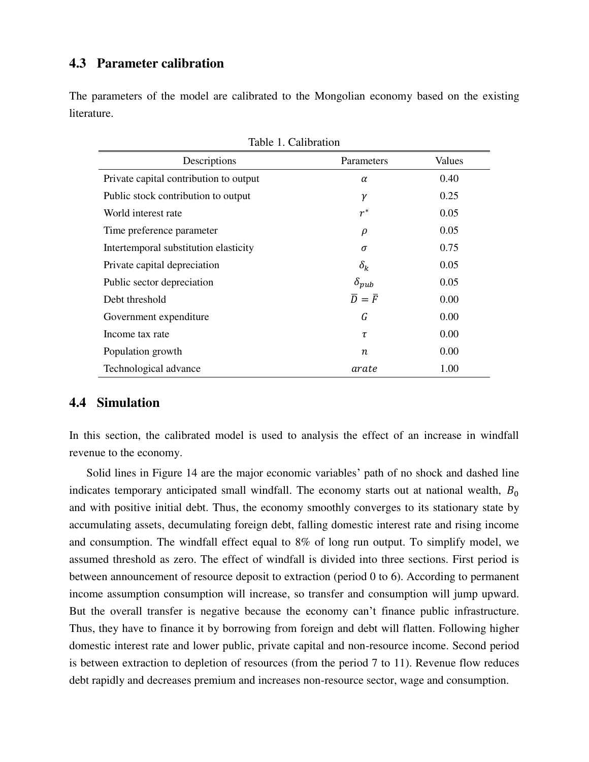### 4.3 Parameter calibration

The parameters of the model are calibrated to the Mongolian economy based on the existing literature.

Table 1. Calibration

| Descriptions | Parameters | Values |
|---|---|---|
| Private capital contribution to output | $\alpha$ | 0.40 |
| Public stock contribution to output | $\gamma$ | 0.25 |
| World interest rate | $r^*$ | 0.05 |
| Time preference parameter | $\rho$ | 0.05 |
| Intertemporal substitution elasticity | $\sigma$ | 0.75 |
| Private capital depreciation | $\delta_k$ | 0.05 |
| Public sector depreciation | $\delta_{pub}$ | 0.05 |
| Debt threshold | $\bar{D} = \bar{F}$ | 0.00 |
| Government expenditure | $G$ | 0.00 |
| Income tax rate | $\tau$ | 0.00 |
| Population growth | $n$ | 0.00 |
| Technological advance | $arate$ | 1.00 |

### 4.4 Simulation

In this section, the calibrated model is used to analysis the effect of an increase in windfall revenue to the economy.

Solid lines in Figure 14 are the major economic variables' path of no shock and dashed line indicates temporary anticipated small windfall. The economy starts out at national wealth, $B_0$ and with positive initial debt. Thus, the economy smoothly converges to its stationary state by accumulating assets, decumulating foreign debt, falling domestic interest rate and rising income and consumption. The windfall effect equal to 8% of long run output. To simplify model, we assumed threshold as zero. The effect of windfall is divided into three sections. First period is between announcement of resource deposit to extraction (period 0 to 6). According to permanent income assumption consumption will increase, so transfer and consumption will jump upward. But the overall transfer is negative because the economy can't finance public infrastructure. Thus, they have to finance it by borrowing from foreign and debt will flatten. Following higher domestic interest rate and lower public, private capital and non-resource income. Second period is between extraction to depletion of resources (from the period 7 to 11). Revenue flow reduces debt rapidly and decreases premium and increases non-resource sector, wage and consumption.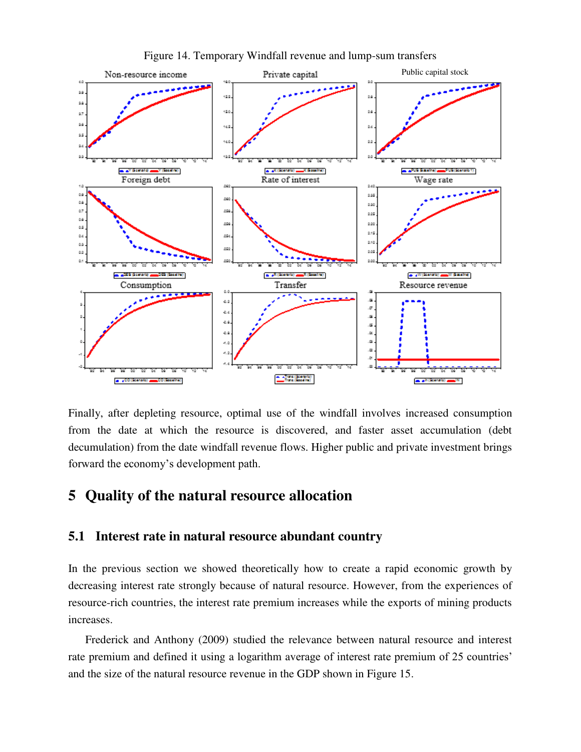Figure 14. Temporary Windfall revenue and lump-sum transfers

Finally, after depleting resource, optimal use of the windfall involves increased consumption from the date at which the resource is discovered, and faster asset accumulation (debt decumulation) from the date windfall revenue flows. Higher public and private investment brings forward the economy's development path.

# 5 Quality of the natural resource allocation

## 5.1 Interest rate in natural resource abundant country

In the previous section we showed theoretically how to create a rapid economic growth by decreasing interest rate strongly because of natural resource. However, from the experiences of resource-rich countries, the interest rate premium increases while the exports of mining products increases.

Frederick and Anthony (2009) studied the relevance between natural resource and interest rate premium and defined it using a logarithm average of interest rate premium of 25 countries' and the size of the natural resource revenue in the GDP shown in Figure 15.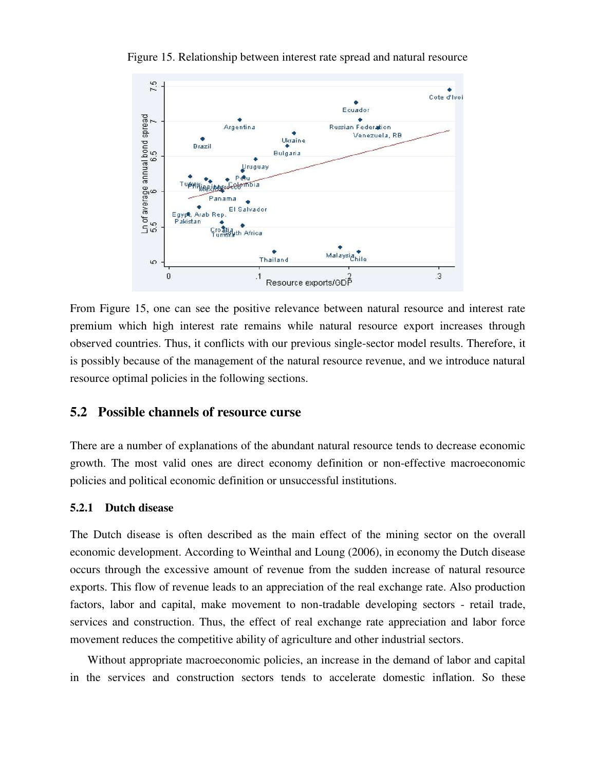Figure 15. Relationship between interest rate spread and natural resource

From Figure 15, one can see the positive relevance between natural resource and interest rate premium which high interest rate remains while natural resource export increases through observed countries. Thus, it conflicts with our previous single-sector model results. Therefore, it is possibly because of the management of the natural resource revenue, and we introduce natural resource optimal policies in the following sections.

## 5.2 Possible channels of resource curse

There are a number of explanations of the abundant natural resource tends to decrease economic growth. The most valid ones are direct economy definition or non-effective macroeconomic policies and political economic definition or unsuccessful institutions.

### 5.2.1 Dutch disease

The Dutch disease is often described as the main effect of the mining sector on the overall economic development. According to Weinthal and Loung (2006), in economy the Dutch disease occurs through the excessive amount of revenue from the sudden increase of natural resource exports. This flow of revenue leads to an appreciation of the real exchange rate. Also production factors, labor and capital, make movement to non-tradable developing sectors - retail trade, services and construction. Thus, the effect of real exchange rate appreciation and labor force movement reduces the competitive ability of agriculture and other industrial sectors.

Without appropriate macroeconomic policies, an increase in the demand of labor and capital in the services and construction sectors tends to accelerate domestic inflation. So these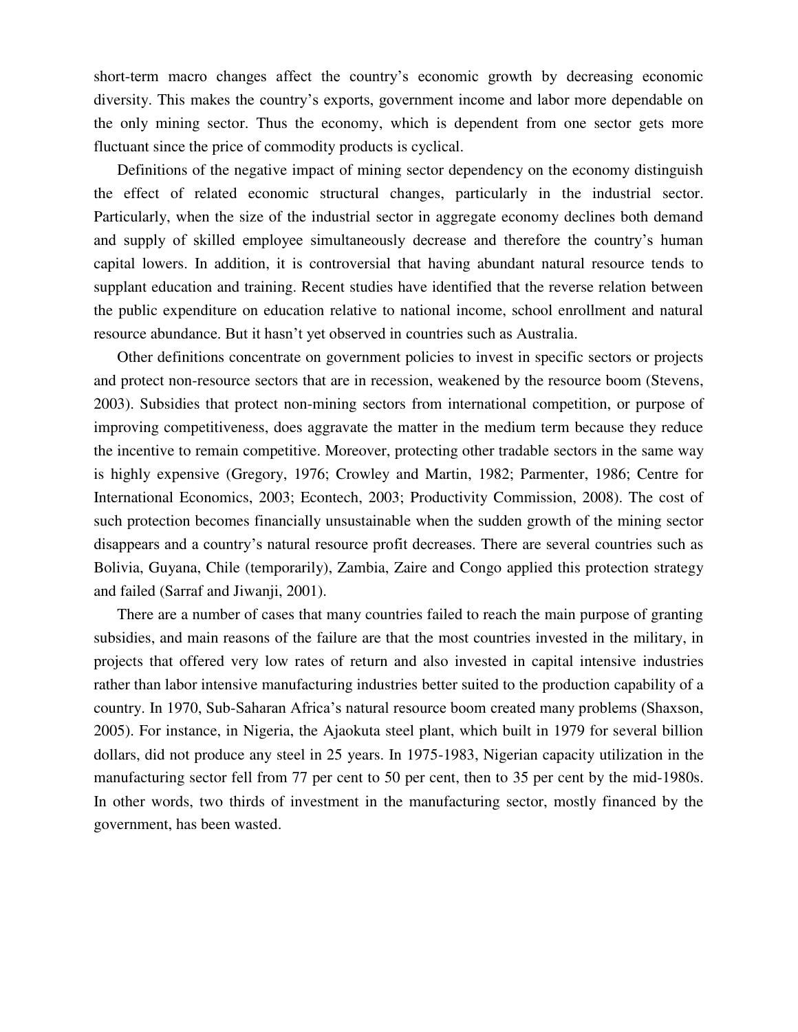short-term macro changes affect the country's economic growth by decreasing economic diversity. This makes the country's exports, government income and labor more dependable on the only mining sector. Thus the economy, which is dependent from one sector gets more fluctuant since the price of commodity products is cyclical.

Definitions of the negative impact of mining sector dependency on the economy distinguish the effect of related economic structural changes, particularly in the industrial sector. Particularly, when the size of the industrial sector in aggregate economy declines both demand and supply of skilled employee simultaneously decrease and therefore the country's human capital lowers. In addition, it is controversial that having abundant natural resource tends to supplant education and training. Recent studies have identified that the reverse relation between the public expenditure on education relative to national income, school enrollment and natural resource abundance. But it hasn't yet observed in countries such as Australia.

Other definitions concentrate on government policies to invest in specific sectors or projects and protect non-resource sectors that are in recession, weakened by the resource boom (Stevens, 2003). Subsidies that protect non-mining sectors from international competition, or purpose of improving competitiveness, does aggravate the matter in the medium term because they reduce the incentive to remain competitive. Moreover, protecting other tradable sectors in the same way is highly expensive (Gregory, 1976; Crowley and Martin, 1982; Parmenter, 1986; Centre for International Economics, 2003; Econtech, 2003; Productivity Commission, 2008). The cost of such protection becomes financially unsustainable when the sudden growth of the mining sector disappears and a country's natural resource profit decreases. There are several countries such as Bolivia, Guyana, Chile (temporarily), Zambia, Zaire and Congo applied this protection strategy and failed (Sarraf and Jiwanji, 2001).

There are a number of cases that many countries failed to reach the main purpose of granting subsidies, and main reasons of the failure are that the most countries invested in the military, in projects that offered very low rates of return and also invested in capital intensive industries rather than labor intensive manufacturing industries better suited to the production capability of a country. In 1970, Sub-Saharan Africa's natural resource boom created many problems (Shaxson, 2005). For instance, in Nigeria, the Ajaokuta steel plant, which built in 1979 for several billion dollars, did not produce any steel in 25 years. In 1975-1983, Nigerian capacity utilization in the manufacturing sector fell from 77 per cent to 50 per cent, then to 35 per cent by the mid-1980s. In other words, two thirds of investment in the manufacturing sector, mostly financed by the government, has been wasted.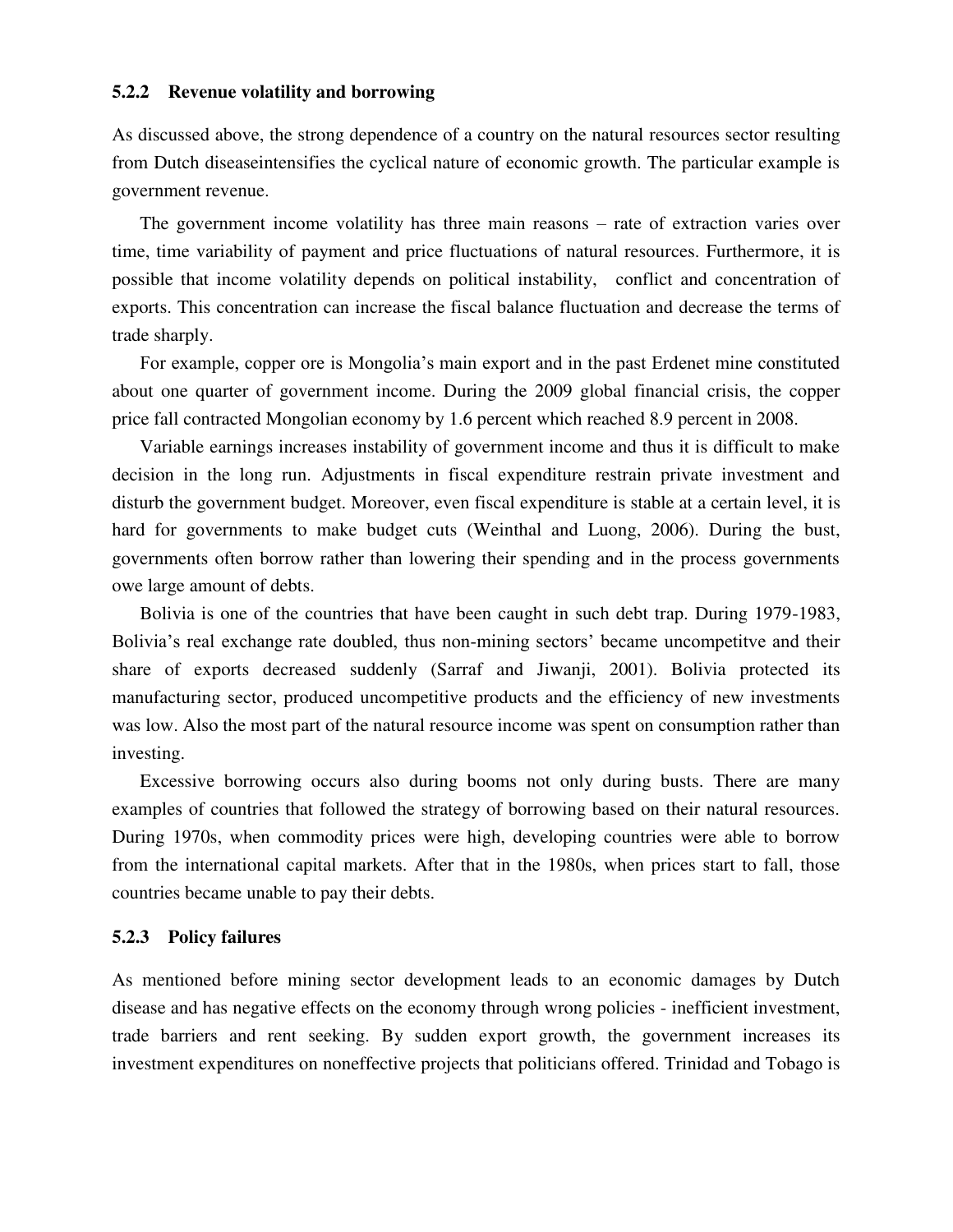### 5.2.2 Revenue volatility and borrowing

As discussed above, the strong dependence of a country on the natural resources sector resulting from Dutch diseaseintensifies the cyclical nature of economic growth. The particular example is government revenue.

The government income volatility has three main reasons – rate of extraction varies over time, time variability of payment and price fluctuations of natural resources. Furthermore, it is possible that income volatility depends on political instability, conflict and concentration of exports. This concentration can increase the fiscal balance fluctuation and decrease the terms of trade sharply.

For example, copper ore is Mongolia's main export and in the past Erdenet mine constituted about one quarter of government income. During the 2009 global financial crisis, the copper price fall contracted Mongolian economy by 1.6 percent which reached 8.9 percent in 2008.

Variable earnings increases instability of government income and thus it is difficult to make decision in the long run. Adjustments in fiscal expenditure restrain private investment and disturb the government budget. Moreover, even fiscal expenditure is stable at a certain level, it is hard for governments to make budget cuts (Weinthal and Luong, 2006). During the bust, governments often borrow rather than lowering their spending and in the process governments owe large amount of debts.

Bolivia is one of the countries that have been caught in such debt trap. During 1979-1983, Bolivia's real exchange rate doubled, thus non-mining sectors' became uncompetitve and their share of exports decreased suddenly (Sarraf and Jiwanji, 2001). Bolivia protected its manufacturing sector, produced uncompetitive products and the efficiency of new investments was low. Also the most part of the natural resource income was spent on consumption rather than investing.

Excessive borrowing occurs also during booms not only during busts. There are many examples of countries that followed the strategy of borrowing based on their natural resources. During 1970s, when commodity prices were high, developing countries were able to borrow from the international capital markets. After that in the 1980s, when prices start to fall, those countries became unable to pay their debts.

### 5.2.3 Policy failures

As mentioned before mining sector development leads to an economic damages by Dutch disease and has negative effects on the economy through wrong policies - inefficient investment, trade barriers and rent seeking. By sudden export growth, the government increases its investment expenditures on noneffective projects that politicians offered. Trinidad and Tobago is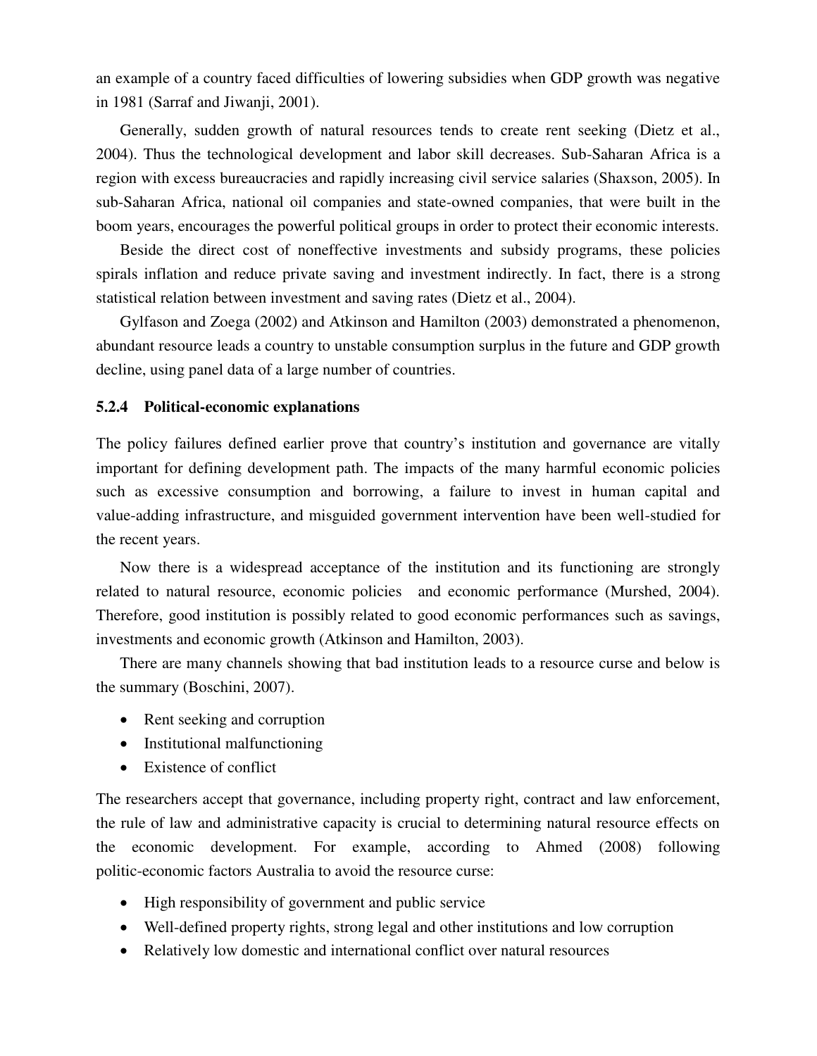an example of a country faced difficulties of lowering subsidies when GDP growth was negative in 1981 (Sarraf and Jiwanji, 2001).

Generally, sudden growth of natural resources tends to create rent seeking (Dietz et al., 2004). Thus the technological development and labor skill decreases. Sub-Saharan Africa is a region with excess bureaucracies and rapidly increasing civil service salaries (Shaxson, 2005). In sub-Saharan Africa, national oil companies and state-owned companies, that were built in the boom years, encourages the powerful political groups in order to protect their economic interests.

Beside the direct cost of noneffective investments and subsidy programs, these policies spirals inflation and reduce private saving and investment indirectly. In fact, there is a strong statistical relation between investment and saving rates (Dietz et al., 2004).

Gylfason and Zoega (2002) and Atkinson and Hamilton (2003) demonstrated a phenomenon, abundant resource leads a country to unstable consumption surplus in the future and GDP growth decline, using panel data of a large number of countries.

### 5.2.4 Political-economic explanations

The policy failures defined earlier prove that country's institution and governance are vitally important for defining development path. The impacts of the many harmful economic policies such as excessive consumption and borrowing, a failure to invest in human capital and value-adding infrastructure, and misguided government intervention have been well-studied for the recent years.

Now there is a widespread acceptance of the institution and its functioning are strongly related to natural resource, economic policies and economic performance (Murshed, 2004). Therefore, good institution is possibly related to good economic performances such as savings, investments and economic growth (Atkinson and Hamilton, 2003).

There are many channels showing that bad institution leads to a resource curse and below is the summary (Boschini, 2007).

- Rent seeking and corruption
- Institutional malfunctioning
- Existence of conflict

The researchers accept that governance, including property right, contract and law enforcement, the rule of law and administrative capacity is crucial to determining natural resource effects on the economic development. For example, according to Ahmed (2008) following politic-economic factors Australia to avoid the resource curse:

- High responsibility of government and public service
- Well-defined property rights, strong legal and other institutions and low corruption
- Relatively low domestic and international conflict over natural resources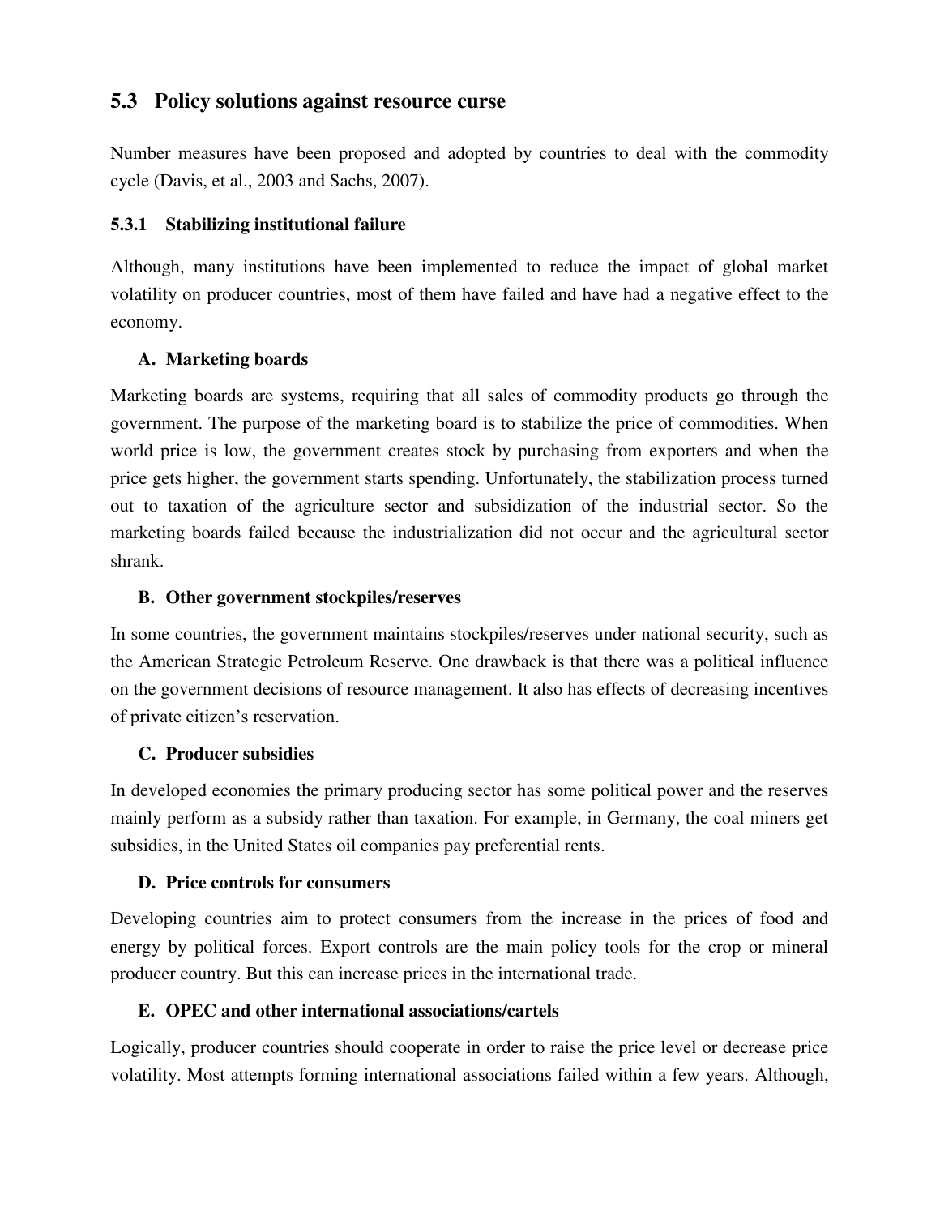## 5.3 Policy solutions against resource curse

Number measures have been proposed and adopted by countries to deal with the commodity cycle (Davis, et al., 2003 and Sachs, 2007).

### 5.3.1 Stabilizing institutional failure

Although, many institutions have been implemented to reduce the impact of global market volatility on producer countries, most of them have failed and have had a negative effect to the economy.

#### A. Marketing boards

Marketing boards are systems, requiring that all sales of commodity products go through the government. The purpose of the marketing board is to stabilize the price of commodities. When world price is low, the government creates stock by purchasing from exporters and when the price gets higher, the government starts spending. Unfortunately, the stabilization process turned out to taxation of the agriculture sector and subsidization of the industrial sector. So the marketing boards failed because the industrialization did not occur and the agricultural sector shrank.

#### B. Other government stockpiles/reserves

In some countries, the government maintains stockpiles/reserves under national security, such as the American Strategic Petroleum Reserve. One drawback is that there was a political influence on the government decisions of resource management. It also has effects of decreasing incentives of private citizen's reservation.

#### C. Producer subsidies

In developed economies the primary producing sector has some political power and the reserves mainly perform as a subsidy rather than taxation. For example, in Germany, the coal miners get subsidies, in the United States oil companies pay preferential rents.

#### D. Price controls for consumers

Developing countries aim to protect consumers from the increase in the prices of food and energy by political forces. Export controls are the main policy tools for the crop or mineral producer country. But this can increase prices in the international trade.

#### E. OPEC and other international associations/cartels

Logically, producer countries should cooperate in order to raise the price level or decrease price volatility. Most attempts forming international associations failed within a few years. Although,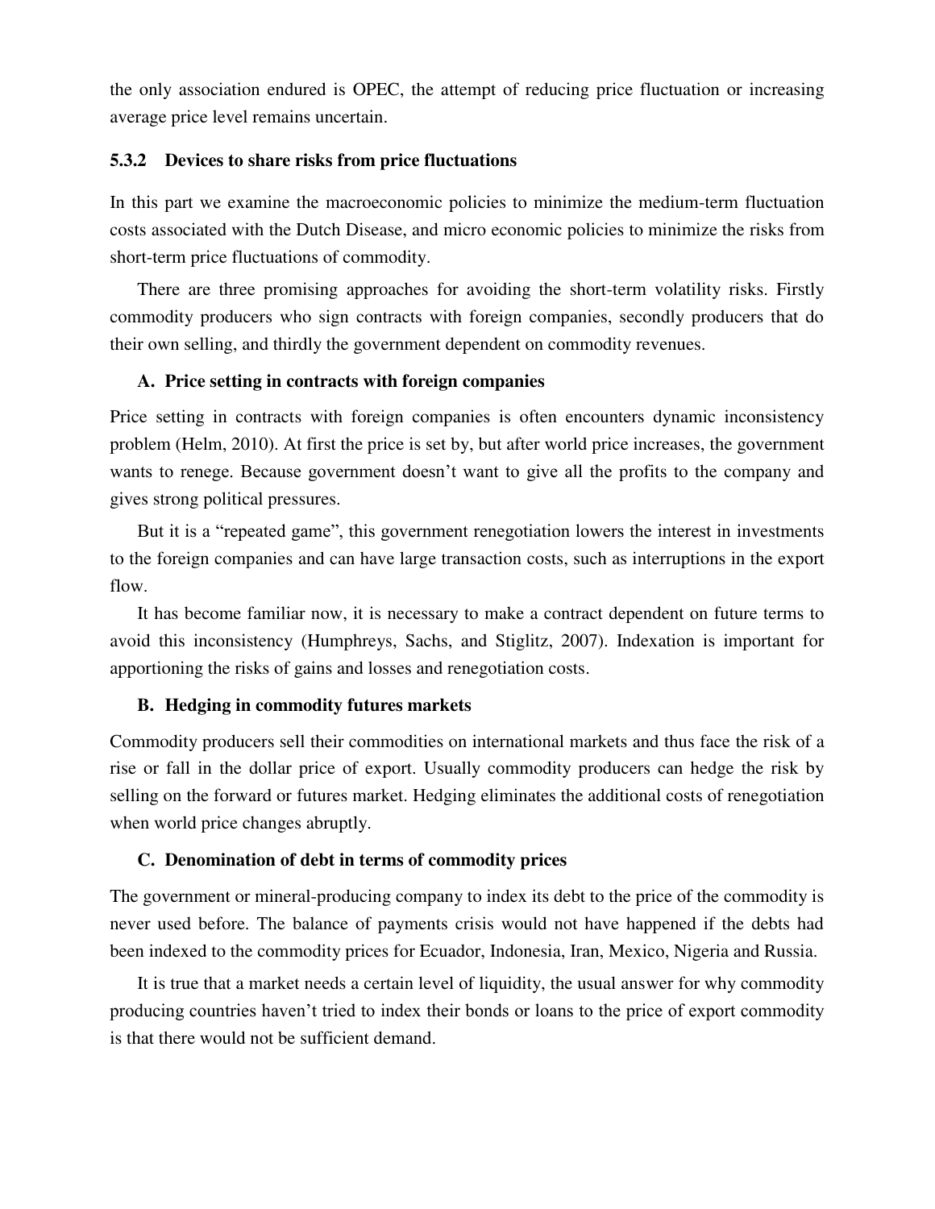the only association endured is OPEC, the attempt of reducing price fluctuation or increasing average price level remains uncertain.

### 5.3.2 Devices to share risks from price fluctuations

In this part we examine the macroeconomic policies to minimize the medium-term fluctuation costs associated with the Dutch Disease, and micro economic policies to minimize the risks from short-term price fluctuations of commodity.

There are three promising approaches for avoiding the short-term volatility risks. Firstly commodity producers who sign contracts with foreign companies, secondly producers that do their own selling, and thirdly the government dependent on commodity revenues.

#### A. Price setting in contracts with foreign companies

Price setting in contracts with foreign companies is often encounters dynamic inconsistency problem (Helm, 2010). At first the price is set by, but after world price increases, the government wants to renege. Because government doesn't want to give all the profits to the company and gives strong political pressures.

But it is a "repeated game", this government renegotiation lowers the interest in investments to the foreign companies and can have large transaction costs, such as interruptions in the export flow.

It has become familiar now, it is necessary to make a contract dependent on future terms to avoid this inconsistency (Humphreys, Sachs, and Stiglitz, 2007). Indexation is important for apportioning the risks of gains and losses and renegotiation costs.

#### B. Hedging in commodity futures markets

Commodity producers sell their commodities on international markets and thus face the risk of a rise or fall in the dollar price of export. Usually commodity producers can hedge the risk by selling on the forward or futures market. Hedging eliminates the additional costs of renegotiation when world price changes abruptly.

#### C. Denomination of debt in terms of commodity prices

The government or mineral-producing company to index its debt to the price of the commodity is never used before. The balance of payments crisis would not have happened if the debts had been indexed to the commodity prices for Ecuador, Indonesia, Iran, Mexico, Nigeria and Russia.

It is true that a market needs a certain level of liquidity, the usual answer for why commodity producing countries haven't tried to index their bonds or loans to the price of export commodity is that there would not be sufficient demand.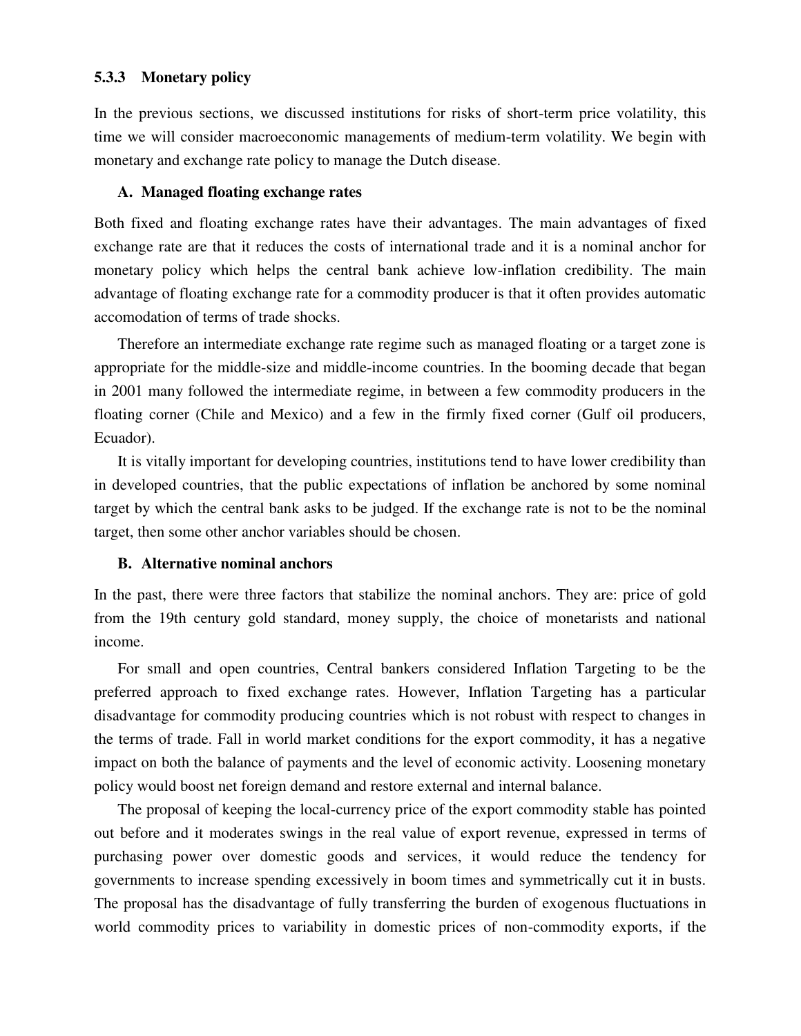### 5.3.3 Monetary policy

In the previous sections, we discussed institutions for risks of short-term price volatility, this time we will consider macroeconomic managements of medium-term volatility. We begin with monetary and exchange rate policy to manage the Dutch disease.

#### A. Managed floating exchange rates

Both fixed and floating exchange rates have their advantages. The main advantages of fixed exchange rate are that it reduces the costs of international trade and it is a nominal anchor for monetary policy which helps the central bank achieve low-inflation credibility. The main advantage of floating exchange rate for a commodity producer is that it often provides automatic accomodation of terms of trade shocks.

Therefore an intermediate exchange rate regime such as managed floating or a target zone is appropriate for the middle-size and middle-income countries. In the booming decade that began in 2001 many followed the intermediate regime, in between a few commodity producers in the floating corner (Chile and Mexico) and a few in the firmly fixed corner (Gulf oil producers, Ecuador).

It is vitally important for developing countries, institutions tend to have lower credibility than in developed countries, that the public expectations of inflation be anchored by some nominal target by which the central bank asks to be judged. If the exchange rate is not to be the nominal target, then some other anchor variables should be chosen.

#### B. Alternative nominal anchors

In the past, there were three factors that stabilize the nominal anchors. They are: price of gold from the 19th century gold standard, money supply, the choice of monetarists and national income.

For small and open countries, Central bankers considered Inflation Targeting to be the preferred approach to fixed exchange rates. However, Inflation Targeting has a particular disadvantage for commodity producing countries which is not robust with respect to changes in the terms of trade. Fall in world market conditions for the export commodity, it has a negative impact on both the balance of payments and the level of economic activity. Loosening monetary policy would boost net foreign demand and restore external and internal balance.

The proposal of keeping the local-currency price of the export commodity stable has pointed out before and it moderates swings in the real value of export revenue, expressed in terms of purchasing power over domestic goods and services, it would reduce the tendency for governments to increase spending excessively in boom times and symmetrically cut it in busts. The proposal has the disadvantage of fully transferring the burden of exogenous fluctuations in world commodity prices to variability in domestic prices of non-commodity exports, if the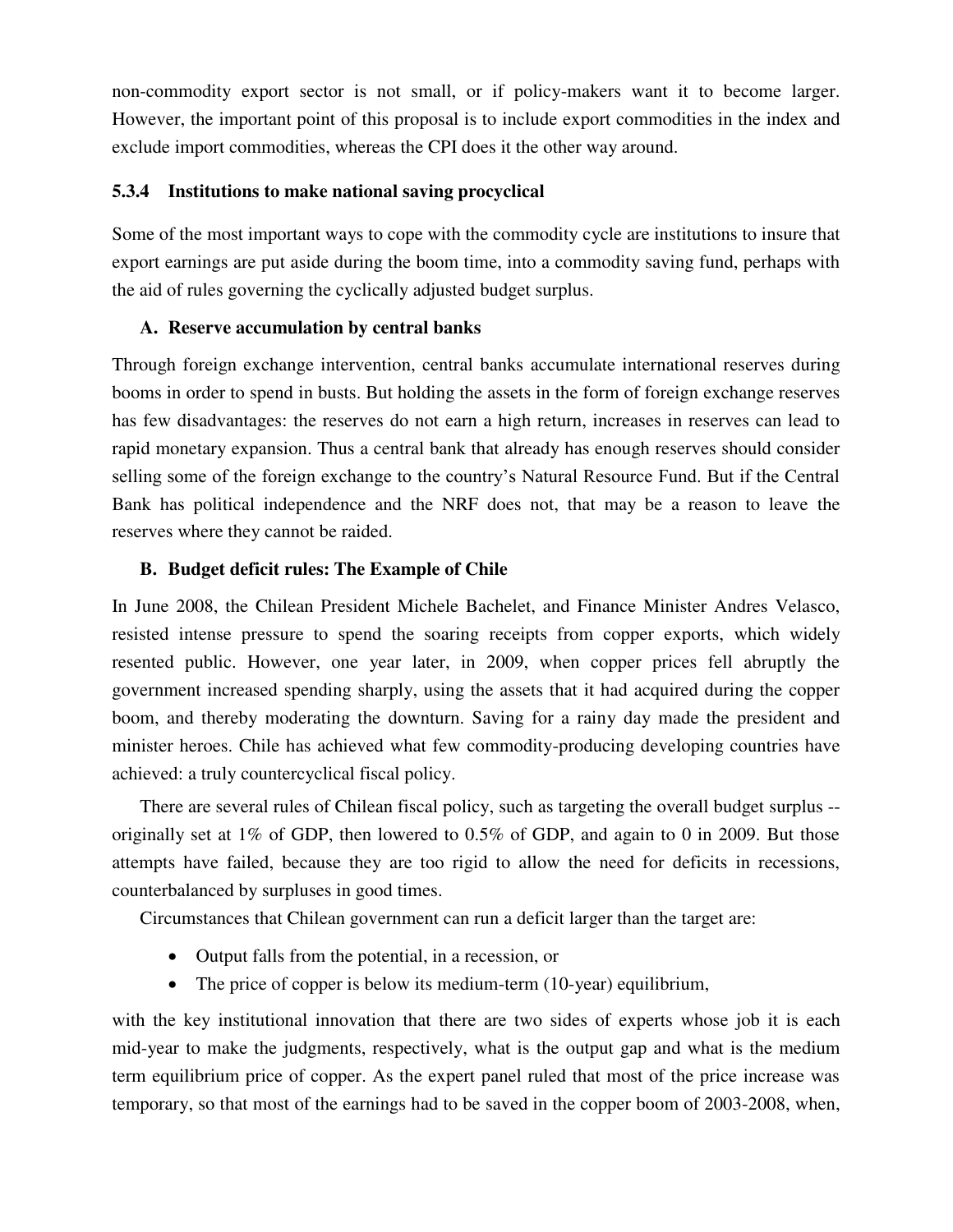non-commodity export sector is not small, or if policy-makers want it to become larger. However, the important point of this proposal is to include export commodities in the index and exclude import commodities, whereas the CPI does it the other way around.

### 5.3.4 Institutions to make national saving procyclical

Some of the most important ways to cope with the commodity cycle are institutions to insure that export earnings are put aside during the boom time, into a commodity saving fund, perhaps with the aid of rules governing the cyclically adjusted budget surplus.

#### A. Reserve accumulation by central banks

Through foreign exchange intervention, central banks accumulate international reserves during booms in order to spend in busts. But holding the assets in the form of foreign exchange reserves has few disadvantages: the reserves do not earn a high return, increases in reserves can lead to rapid monetary expansion. Thus a central bank that already has enough reserves should consider selling some of the foreign exchange to the country's Natural Resource Fund. But if the Central Bank has political independence and the NRF does not, that may be a reason to leave the reserves where they cannot be raided.

#### B. Budget deficit rules: The Example of Chile

In June 2008, the Chilean President Michele Bachelet, and Finance Minister Andres Velasco, resisted intense pressure to spend the soaring receipts from copper exports, which widely resented public. However, one year later, in 2009, when copper prices fell abruptly the government increased spending sharply, using the assets that it had acquired during the copper boom, and thereby moderating the downturn. Saving for a rainy day made the president and minister heroes. Chile has achieved what few commodity-producing developing countries have achieved: a truly countercyclical fiscal policy.

There are several rules of Chilean fiscal policy, such as targeting the overall budget surplus -- originally set at 1% of GDP, then lowered to 0.5% of GDP, and again to 0 in 2009. But those attempts have failed, because they are too rigid to allow the need for deficits in recessions, counterbalanced by surpluses in good times.

Circumstances that Chilean government can run a deficit larger than the target are:

- Output falls from the potential, in a recession, or
- The price of copper is below its medium-term (10-year) equilibrium,

with the key institutional innovation that there are two sides of experts whose job it is each mid-year to make the judgments, respectively, what is the output gap and what is the medium term equilibrium price of copper. As the expert panel ruled that most of the price increase was temporary, so that most of the earnings had to be saved in the copper boom of 2003-2008, when,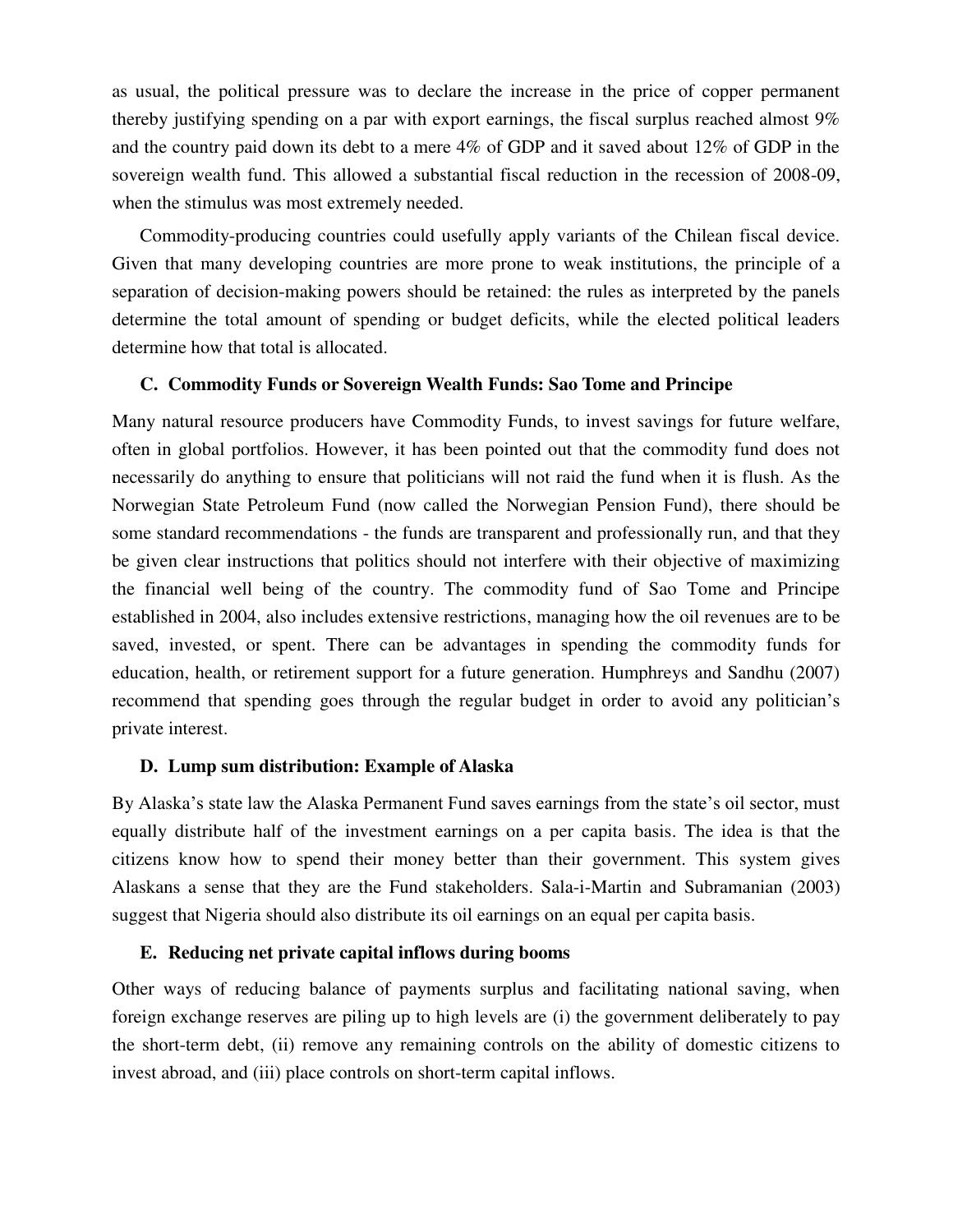as usual, the political pressure was to declare the increase in the price of copper permanent thereby justifying spending on a par with export earnings, the fiscal surplus reached almost 9% and the country paid down its debt to a mere 4% of GDP and it saved about 12% of GDP in the sovereign wealth fund. This allowed a substantial fiscal reduction in the recession of 2008-09, when the stimulus was most extremely needed.

Commodity-producing countries could usefully apply variants of the Chilean fiscal device. Given that many developing countries are more prone to weak institutions, the principle of a separation of decision-making powers should be retained: the rules as interpreted by the panels determine the total amount of spending or budget deficits, while the elected political leaders determine how that total is allocated.

### C. Commodity Funds or Sovereign Wealth Funds: Sao Tome and Principe

Many natural resource producers have Commodity Funds, to invest savings for future welfare, often in global portfolios. However, it has been pointed out that the commodity fund does not necessarily do anything to ensure that politicians will not raid the fund when it is flush. As the Norwegian State Petroleum Fund (now called the Norwegian Pension Fund), there should be some standard recommendations - the funds are transparent and professionally run, and that they be given clear instructions that politics should not interfere with their objective of maximizing the financial well being of the country. The commodity fund of Sao Tome and Principe established in 2004, also includes extensive restrictions, managing how the oil revenues are to be saved, invested, or spent. There can be advantages in spending the commodity funds for education, health, or retirement support for a future generation. Humphreys and Sandhu (2007) recommend that spending goes through the regular budget in order to avoid any politician's private interest.

### D. Lump sum distribution: Example of Alaska

By Alaska's state law the Alaska Permanent Fund saves earnings from the state's oil sector, must equally distribute half of the investment earnings on a per capita basis. The idea is that the citizens know how to spend their money better than their government. This system gives Alaskans a sense that they are the Fund stakeholders. Sala-i-Martin and Subramanian (2003) suggest that Nigeria should also distribute its oil earnings on an equal per capita basis.

### E. Reducing net private capital inflows during booms

Other ways of reducing balance of payments surplus and facilitating national saving, when foreign exchange reserves are piling up to high levels are (i) the government deliberately to pay the short-term debt, (ii) remove any remaining controls on the ability of domestic citizens to invest abroad, and (iii) place controls on short-term capital inflows.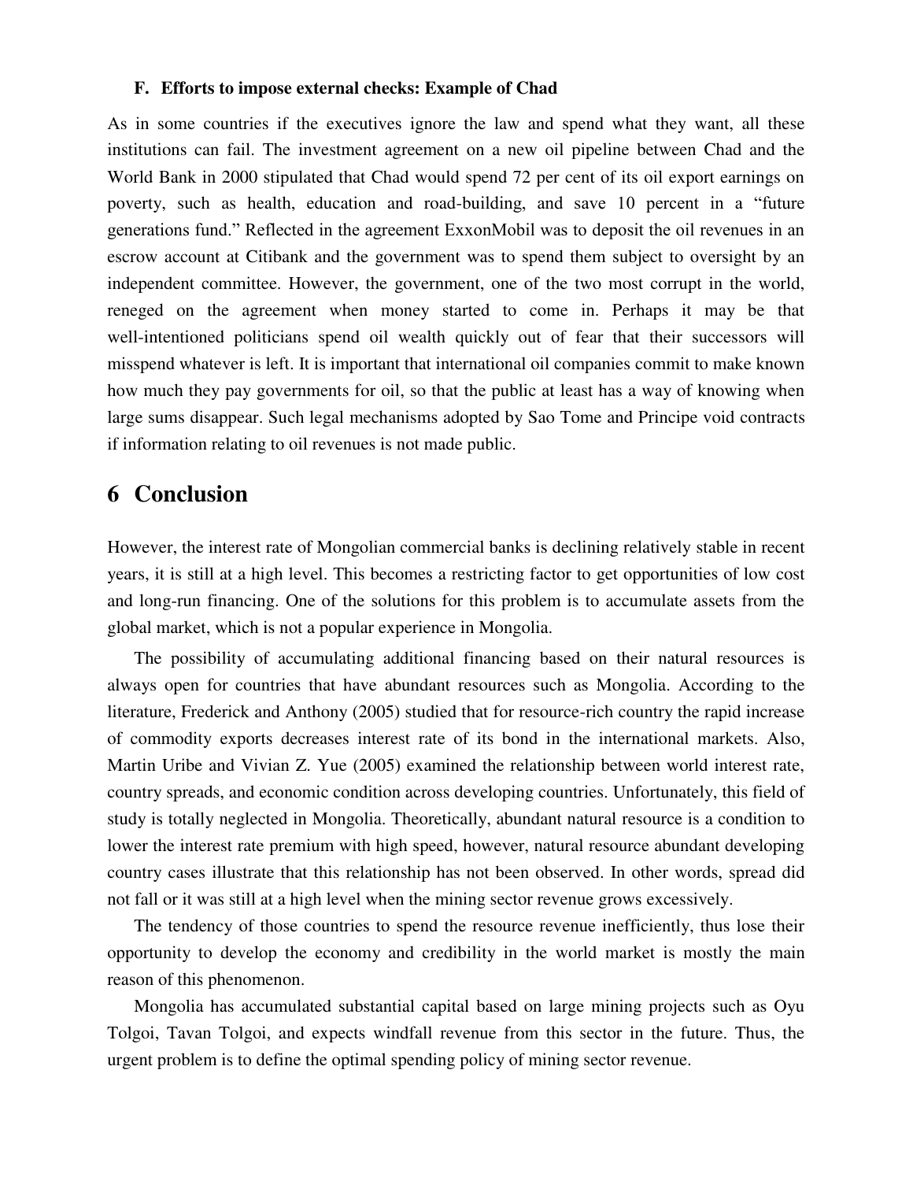### F. Efforts to impose external checks: Example of Chad

As in some countries if the executives ignore the law and spend what they want, all these institutions can fail. The investment agreement on a new oil pipeline between Chad and the World Bank in 2000 stipulated that Chad would spend 72 per cent of its oil export earnings on poverty, such as health, education and road-building, and save 10 percent in a "future generations fund." Reflected in the agreement ExxonMobil was to deposit the oil revenues in an escrow account at Citibank and the government was to spend them subject to oversight by an independent committee. However, the government, one of the two most corrupt in the world, reneged on the agreement when money started to come in. Perhaps it may be that well-intentioned politicians spend oil wealth quickly out of fear that their successors will misspend whatever is left. It is important that international oil companies commit to make known how much they pay governments for oil, so that the public at least has a way of knowing when large sums disappear. Such legal mechanisms adopted by Sao Tome and Principe void contracts if information relating to oil revenues is not made public.

## 6 Conclusion

However, the interest rate of Mongolian commercial banks is declining relatively stable in recent years, it is still at a high level. This becomes a restricting factor to get opportunities of low cost and long-run financing. One of the solutions for this problem is to accumulate assets from the global market, which is not a popular experience in Mongolia.

The possibility of accumulating additional financing based on their natural resources is always open for countries that have abundant resources such as Mongolia. According to the literature, Frederick and Anthony (2005) studied that for resource-rich country the rapid increase of commodity exports decreases interest rate of its bond in the international markets. Also, Martin Uribe and Vivian Z. Yue (2005) examined the relationship between world interest rate, country spreads, and economic condition across developing countries. Unfortunately, this field of study is totally neglected in Mongolia. Theoretically, abundant natural resource is a condition to lower the interest rate premium with high speed, however, natural resource abundant developing country cases illustrate that this relationship has not been observed. In other words, spread did not fall or it was still at a high level when the mining sector revenue grows excessively.

The tendency of those countries to spend the resource revenue inefficiently, thus lose their opportunity to develop the economy and credibility in the world market is mostly the main reason of this phenomenon.

Mongolia has accumulated substantial capital based on large mining projects such as Oyu Tolgoi, Tavan Tolgoi, and expects windfall revenue from this sector in the future. Thus, the urgent problem is to define the optimal spending policy of mining sector revenue.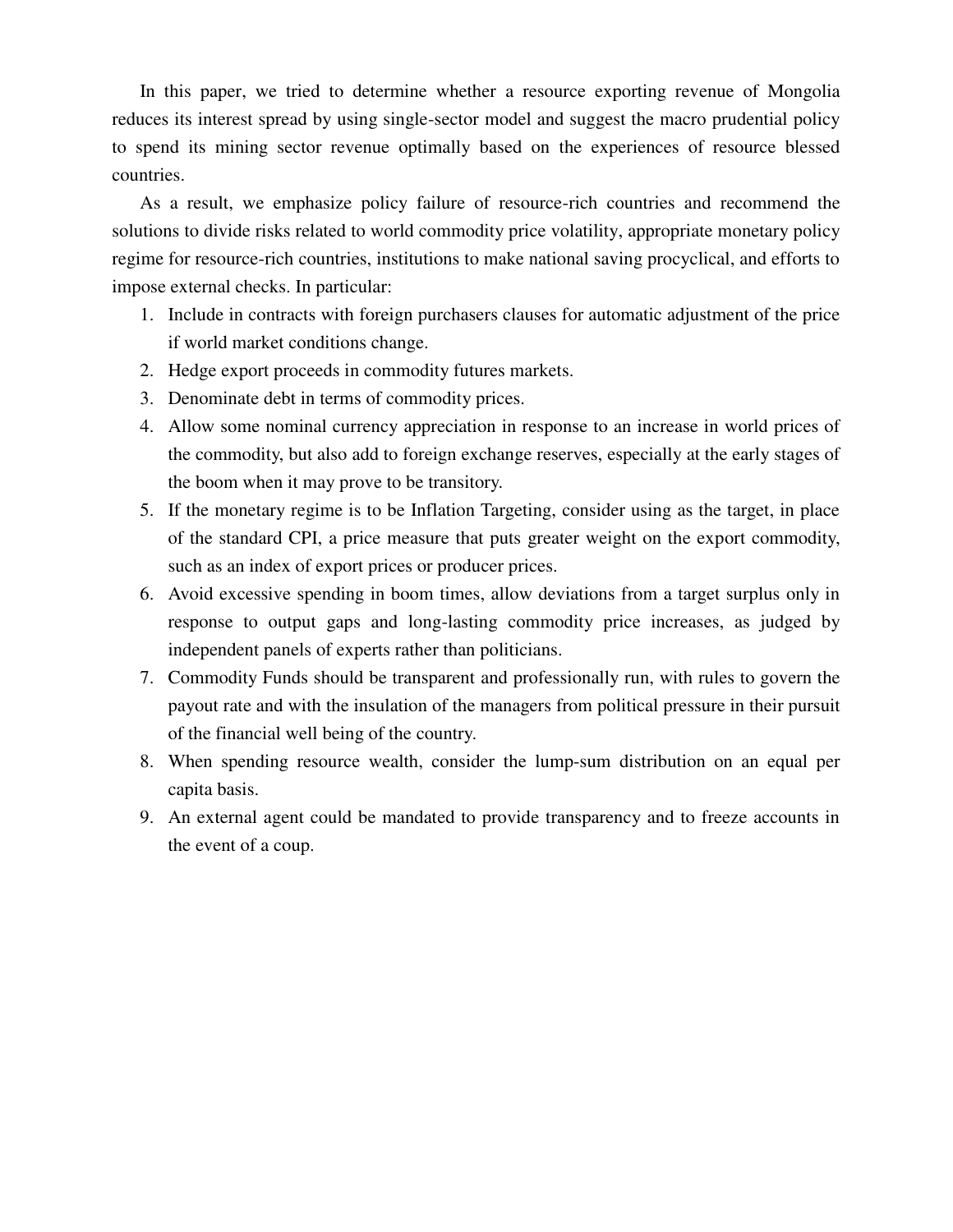In this paper, we tried to determine whether a resource exporting revenue of Mongolia reduces its interest spread by using single-sector model and suggest the macro prudential policy to spend its mining sector revenue optimally based on the experiences of resource blessed countries.

As a result, we emphasize policy failure of resource-rich countries and recommend the solutions to divide risks related to world commodity price volatility, appropriate monetary policy regime for resource-rich countries, institutions to make national saving procyclical, and efforts to impose external checks. In particular:

1. Include in contracts with foreign purchasers clauses for automatic adjustment of the price if world market conditions change.
2. Hedge export proceeds in commodity futures markets.
3. Denominate debt in terms of commodity prices.
4. Allow some nominal currency appreciation in response to an increase in world prices of the commodity, but also add to foreign exchange reserves, especially at the early stages of the boom when it may prove to be transitory.
5. If the monetary regime is to be Inflation Targeting, consider using as the target, in place of the standard CPI, a price measure that puts greater weight on the export commodity, such as an index of export prices or producer prices.
6. Avoid excessive spending in boom times, allow deviations from a target surplus only in response to output gaps and long-lasting commodity price increases, as judged by independent panels of experts rather than politicians.
7. Commodity Funds should be transparent and professionally run, with rules to govern the payout rate and with the insulation of the managers from political pressure in their pursuit of the financial well being of the country.
8. When spending resource wealth, consider the lump-sum distribution on an equal per capita basis.
9. An external agent could be mandated to provide transparency and to freeze accounts in the event of a coup.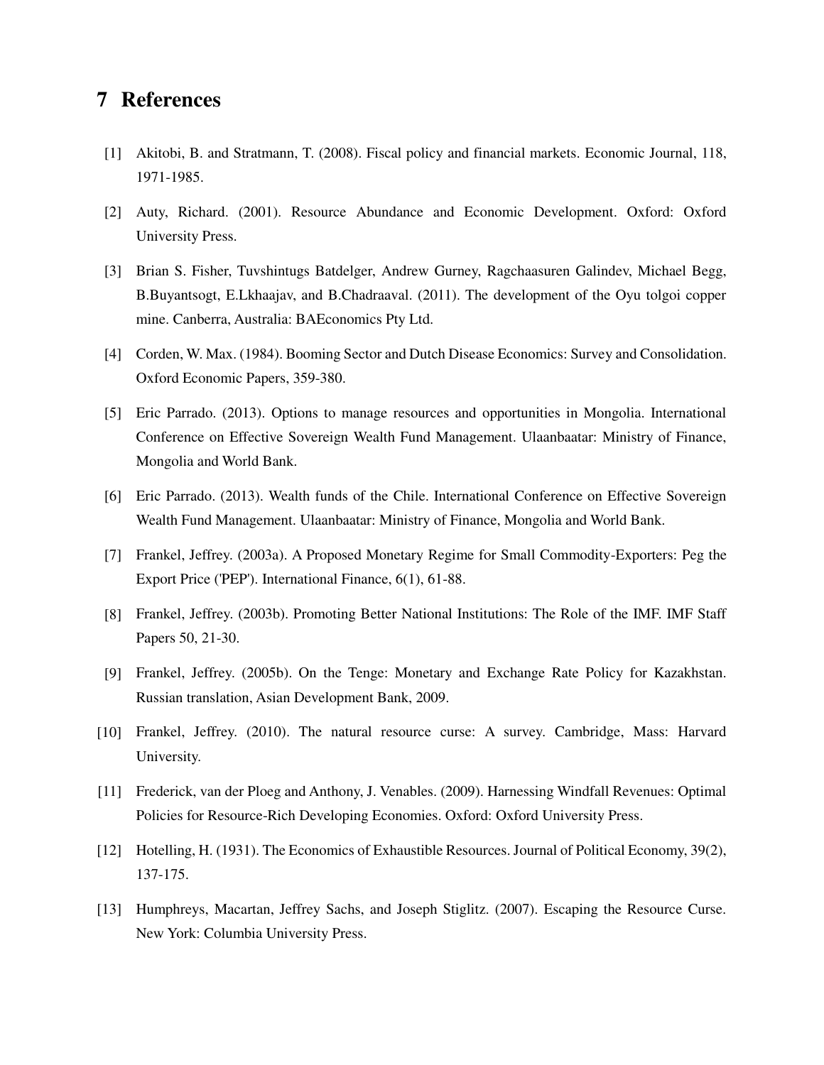# 7 References

[1] Akitobi, B. and Stratmann, T. (2008). Fiscal policy and financial markets. Economic Journal, 118, 1971-1985.

[2] Auty, Richard. (2001). Resource Abundance and Economic Development. Oxford: Oxford University Press.

[3] Brian S. Fisher, Tuvshintugs Batdelger, Andrew Gurney, Ragchaasuren Galindev, Michael Begg, B.Buyantsogt, E.Lkhaajav, and B.Chadraaval. (2011). The development of the Oyu tolgoi copper mine. Canberra, Australia: BAEconomics Pty Ltd.

[4] Corden, W. Max. (1984). Booming Sector and Dutch Disease Economics: Survey and Consolidation. Oxford Economic Papers, 359-380.

[5] Eric Parrado. (2013). Options to manage resources and opportunities in Mongolia. International Conference on Effective Sovereign Wealth Fund Management. Ulaanbaatar: Ministry of Finance, Mongolia and World Bank.

[6] Eric Parrado. (2013). Wealth funds of the Chile. International Conference on Effective Sovereign Wealth Fund Management. Ulaanbaatar: Ministry of Finance, Mongolia and World Bank.

[7] Frankel, Jeffrey. (2003a). A Proposed Monetary Regime for Small Commodity-Exporters: Peg the Export Price ('PEP'). International Finance, 6(1), 61-88.

[8] Frankel, Jeffrey. (2003b). Promoting Better National Institutions: The Role of the IMF. IMF Staff Papers 50, 21-30.

[9] Frankel, Jeffrey. (2005b). On the Tenge: Monetary and Exchange Rate Policy for Kazakhstan. Russian translation, Asian Development Bank, 2009.

[10] Frankel, Jeffrey. (2010). The natural resource curse: A survey. Cambridge, Mass: Harvard University.

[11] Frederick, van der Ploeg and Anthony, J. Venables. (2009). Harnessing Windfall Revenues: Optimal Policies for Resource-Rich Developing Economies. Oxford: Oxford University Press.

[12] Hotelling, H. (1931). The Economics of Exhaustible Resources. Journal of Political Economy, 39(2), 137-175.

[13] Humphreys, Macartan, Jeffrey Sachs, and Joseph Stiglitz. (2007). Escaping the Resource Curse. New York: Columbia University Press.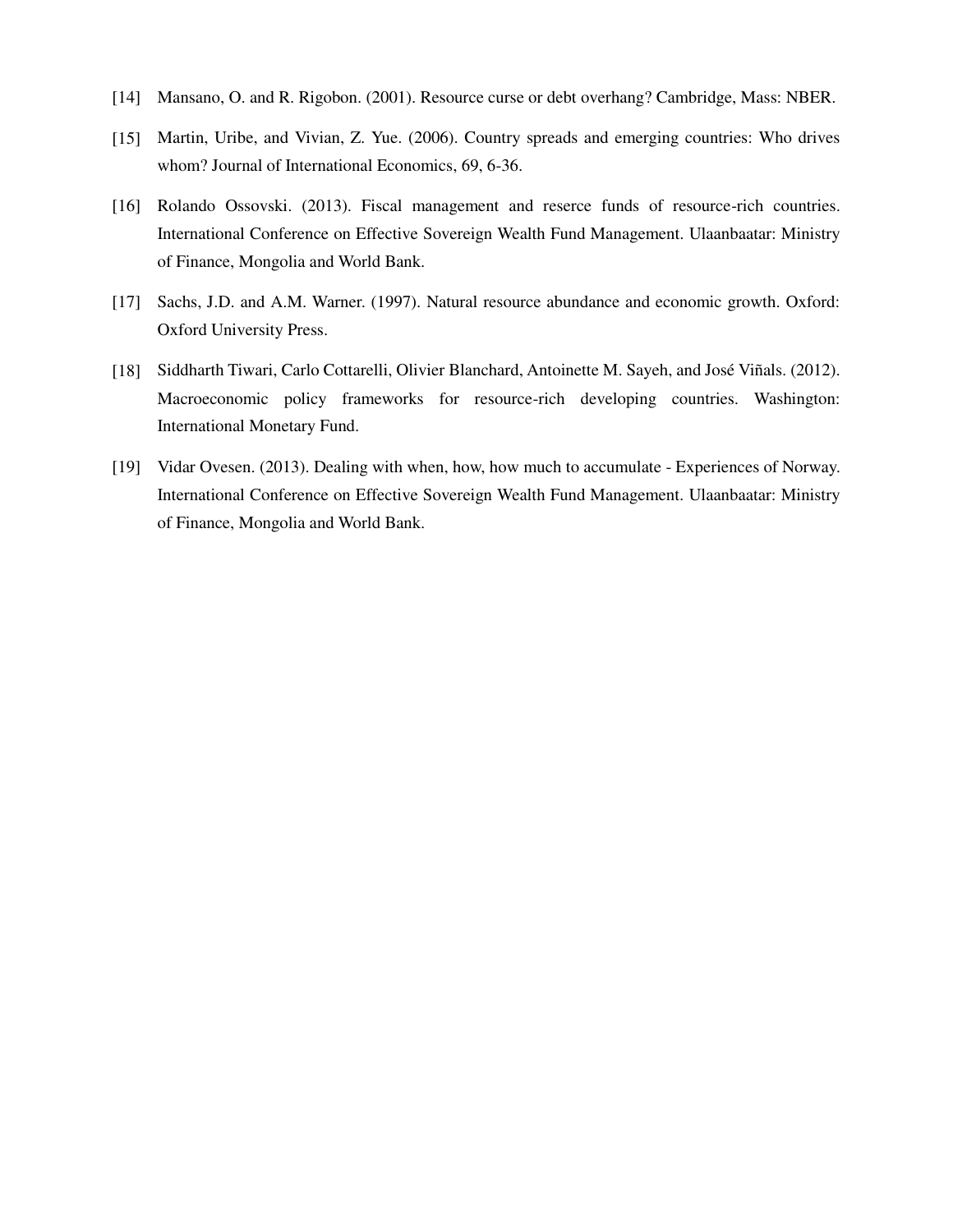[14] Mansano, O. and R. Rigobon. (2001). Resource curse or debt overhang? Cambridge, Mass: NBER.

[15] Martin, Uribe, and Vivian, Z. Yue. (2006). Country spreads and emerging countries: Who drives whom? Journal of International Economics, 69, 6-36.

[16] Rolando Ossovski. (2013). Fiscal management and reserce funds of resource-rich countries. International Conference on Effective Sovereign Wealth Fund Management. Ulaanbaatar: Ministry of Finance, Mongolia and World Bank.

[17] Sachs, J.D. and A.M. Warner. (1997). Natural resource abundance and economic growth. Oxford: Oxford University Press.

[18] Siddharth Tiwari, Carlo Cottarelli, Olivier Blanchard, Antoinette M. Sayeh, and José Viñals. (2012). Macroeconomic policy frameworks for resource-rich developing countries. Washington: International Monetary Fund.

[19] Vidar Ovesen. (2013). Dealing with when, how, how much to accumulate - Experiences of Norway. International Conference on Effective Sovereign Wealth Fund Management. Ulaanbaatar: Ministry of Finance, Mongolia and World Bank.